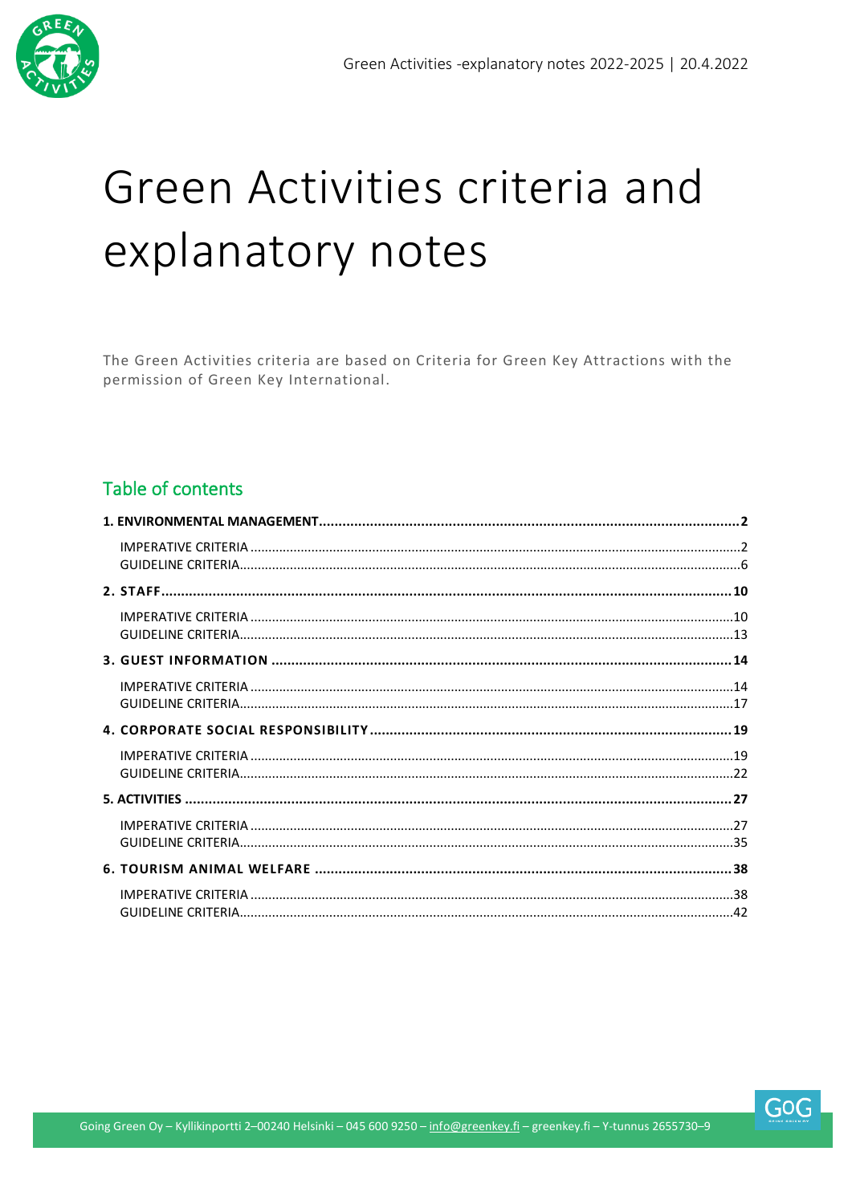# Green Activities criteria and explanatory notes

The Green Activities criteria are based on Criteria for Green Key Attractions with the permission of Green Key International.

## Table of contents

**1. ENVIRONMENTAL MANAGEMENT** .......... **2**
- IMPERATIVE CRITERIA .......... 2
- GUIDELINE CRITERIA .......... 6

**2. STAFF** .......... **10**
- IMPERATIVE CRITERIA .......... 10
- GUIDELINE CRITERIA .......... 13

**3. GUEST INFORMATION** .......... **14**
- IMPERATIVE CRITERIA .......... 14
- GUIDELINE CRITERIA .......... 17

**4. CORPORATE SOCIAL RESPONSIBILITY** .......... **19**
- IMPERATIVE CRITERIA .......... 19
- GUIDELINE CRITERIA .......... 22

**5. ACTIVITIES** .......... **27**
- IMPERATIVE CRITERIA .......... 27
- GUIDELINE CRITERIA .......... 35

**6. TOURISM ANIMAL WELFARE** .......... **38**
- IMPERATIVE CRITERIA .......... 38
- GUIDELINE CRITERIA .......... 42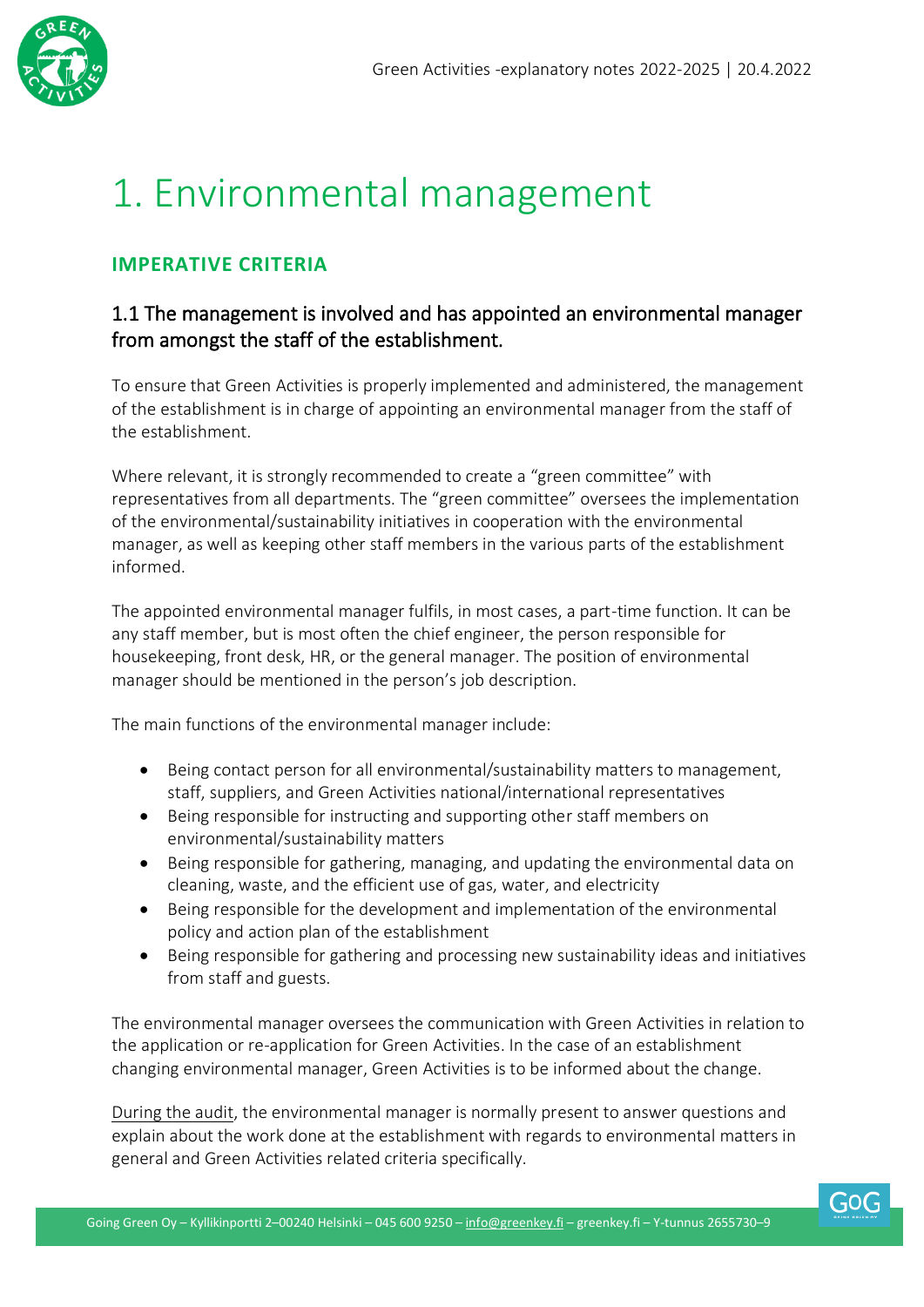# 1. Environmental management

## IMPERATIVE CRITERIA

### 1.1 The management is involved and has appointed an environmental manager from amongst the staff of the establishment.

To ensure that Green Activities is properly implemented and administered, the management of the establishment is in charge of appointing an environmental manager from the staff of the establishment.

Where relevant, it is strongly recommended to create a "green committee" with representatives from all departments. The "green committee" oversees the implementation of the environmental/sustainability initiatives in cooperation with the environmental manager, as well as keeping other staff members in the various parts of the establishment informed.

The appointed environmental manager fulfils, in most cases, a part-time function. It can be any staff member, but is most often the chief engineer, the person responsible for housekeeping, front desk, HR, or the general manager. The position of environmental manager should be mentioned in the person's job description.

The main functions of the environmental manager include:

- Being contact person for all environmental/sustainability matters to management, staff, suppliers, and Green Activities national/international representatives
- Being responsible for instructing and supporting other staff members on environmental/sustainability matters
- Being responsible for gathering, managing, and updating the environmental data on cleaning, waste, and the efficient use of gas, water, and electricity
- Being responsible for the development and implementation of the environmental policy and action plan of the establishment
- Being responsible for gathering and processing new sustainability ideas and initiatives from staff and guests.

The environmental manager oversees the communication with Green Activities in relation to the application or re-application for Green Activities. In the case of an establishment changing environmental manager, Green Activities is to be informed about the change.

During the audit, the environmental manager is normally present to answer questions and explain about the work done at the establishment with regards to environmental matters in general and Green Activities related criteria specifically.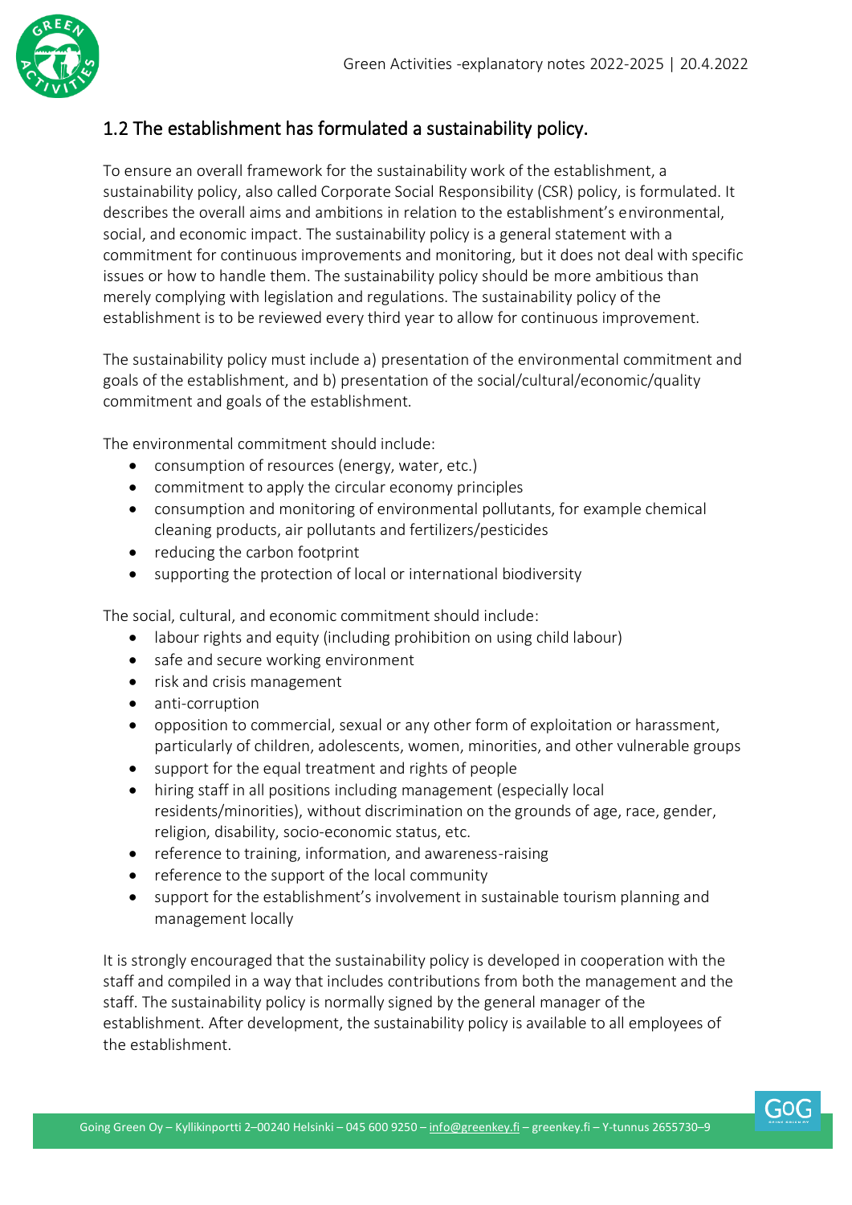## 1.2 The establishment has formulated a sustainability policy.

To ensure an overall framework for the sustainability work of the establishment, a sustainability policy, also called Corporate Social Responsibility (CSR) policy, is formulated. It describes the overall aims and ambitions in relation to the establishment's environmental, social, and economic impact. The sustainability policy is a general statement with a commitment for continuous improvements and monitoring, but it does not deal with specific issues or how to handle them. The sustainability policy should be more ambitious than merely complying with legislation and regulations. The sustainability policy of the establishment is to be reviewed every third year to allow for continuous improvement.

The sustainability policy must include a) presentation of the environmental commitment and goals of the establishment, and b) presentation of the social/cultural/economic/quality commitment and goals of the establishment.

The environmental commitment should include:

- consumption of resources (energy, water, etc.)
- commitment to apply the circular economy principles
- consumption and monitoring of environmental pollutants, for example chemical cleaning products, air pollutants and fertilizers/pesticides
- reducing the carbon footprint
- supporting the protection of local or international biodiversity

The social, cultural, and economic commitment should include:

- labour rights and equity (including prohibition on using child labour)
- safe and secure working environment
- risk and crisis management
- anti-corruption
- opposition to commercial, sexual or any other form of exploitation or harassment, particularly of children, adolescents, women, minorities, and other vulnerable groups
- support for the equal treatment and rights of people
- hiring staff in all positions including management (especially local residents/minorities), without discrimination on the grounds of age, race, gender, religion, disability, socio-economic status, etc.
- reference to training, information, and awareness-raising
- reference to the support of the local community
- support for the establishment's involvement in sustainable tourism planning and management locally

It is strongly encouraged that the sustainability policy is developed in cooperation with the staff and compiled in a way that includes contributions from both the management and the staff. The sustainability policy is normally signed by the general manager of the establishment. After development, the sustainability policy is available to all employees of the establishment.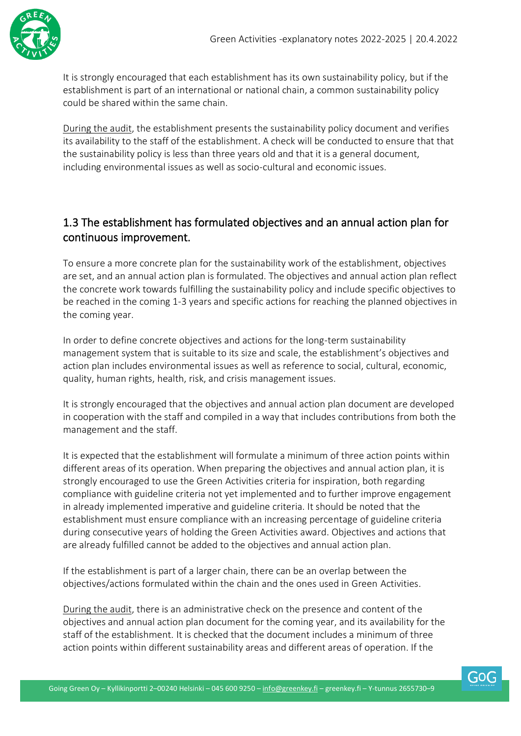It is strongly encouraged that each establishment has its own sustainability policy, but if the establishment is part of an international or national chain, a common sustainability policy could be shared within the same chain.

During the audit, the establishment presents the sustainability policy document and verifies its availability to the staff of the establishment. A check will be conducted to ensure that that the sustainability policy is less than three years old and that it is a general document, including environmental issues as well as socio-cultural and economic issues.

## 1.3 The establishment has formulated objectives and an annual action plan for continuous improvement.

To ensure a more concrete plan for the sustainability work of the establishment, objectives are set, and an annual action plan is formulated. The objectives and annual action plan reflect the concrete work towards fulfilling the sustainability policy and include specific objectives to be reached in the coming 1-3 years and specific actions for reaching the planned objectives in the coming year.

In order to define concrete objectives and actions for the long-term sustainability management system that is suitable to its size and scale, the establishment's objectives and action plan includes environmental issues as well as reference to social, cultural, economic, quality, human rights, health, risk, and crisis management issues.

It is strongly encouraged that the objectives and annual action plan document are developed in cooperation with the staff and compiled in a way that includes contributions from both the management and the staff.

It is expected that the establishment will formulate a minimum of three action points within different areas of its operation. When preparing the objectives and annual action plan, it is strongly encouraged to use the Green Activities criteria for inspiration, both regarding compliance with guideline criteria not yet implemented and to further improve engagement in already implemented imperative and guideline criteria. It should be noted that the establishment must ensure compliance with an increasing percentage of guideline criteria during consecutive years of holding the Green Activities award. Objectives and actions that are already fulfilled cannot be added to the objectives and annual action plan.

If the establishment is part of a larger chain, there can be an overlap between the objectives/actions formulated within the chain and the ones used in Green Activities.

During the audit, there is an administrative check on the presence and content of the objectives and annual action plan document for the coming year, and its availability for the staff of the establishment. It is checked that the document includes a minimum of three action points within different sustainability areas and different areas of operation. If the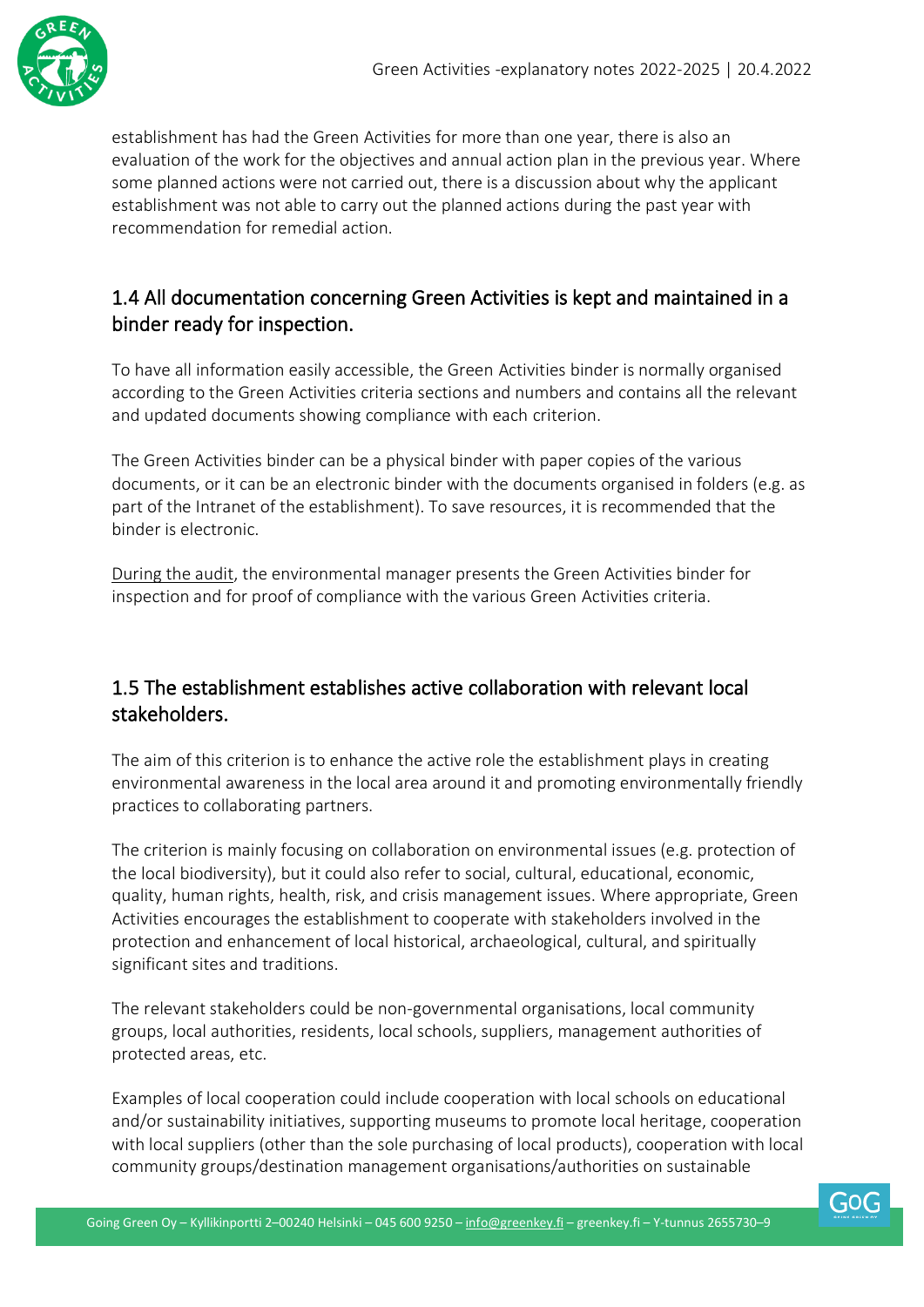establishment has had the Green Activities for more than one year, there is also an evaluation of the work for the objectives and annual action plan in the previous year. Where some planned actions were not carried out, there is a discussion about why the applicant establishment was not able to carry out the planned actions during the past year with recommendation for remedial action.

## 1.4 All documentation concerning Green Activities is kept and maintained in a binder ready for inspection.

To have all information easily accessible, the Green Activities binder is normally organised according to the Green Activities criteria sections and numbers and contains all the relevant and updated documents showing compliance with each criterion.

The Green Activities binder can be a physical binder with paper copies of the various documents, or it can be an electronic binder with the documents organised in folders (e.g. as part of the Intranet of the establishment). To save resources, it is recommended that the binder is electronic.

During the audit, the environmental manager presents the Green Activities binder for inspection and for proof of compliance with the various Green Activities criteria.

## 1.5 The establishment establishes active collaboration with relevant local stakeholders.

The aim of this criterion is to enhance the active role the establishment plays in creating environmental awareness in the local area around it and promoting environmentally friendly practices to collaborating partners.

The criterion is mainly focusing on collaboration on environmental issues (e.g. protection of the local biodiversity), but it could also refer to social, cultural, educational, economic, quality, human rights, health, risk, and crisis management issues. Where appropriate, Green Activities encourages the establishment to cooperate with stakeholders involved in the protection and enhancement of local historical, archaeological, cultural, and spiritually significant sites and traditions.

The relevant stakeholders could be non-governmental organisations, local community groups, local authorities, residents, local schools, suppliers, management authorities of protected areas, etc.

Examples of local cooperation could include cooperation with local schools on educational and/or sustainability initiatives, supporting museums to promote local heritage, cooperation with local suppliers (other than the sole purchasing of local products), cooperation with local community groups/destination management organisations/authorities on sustainable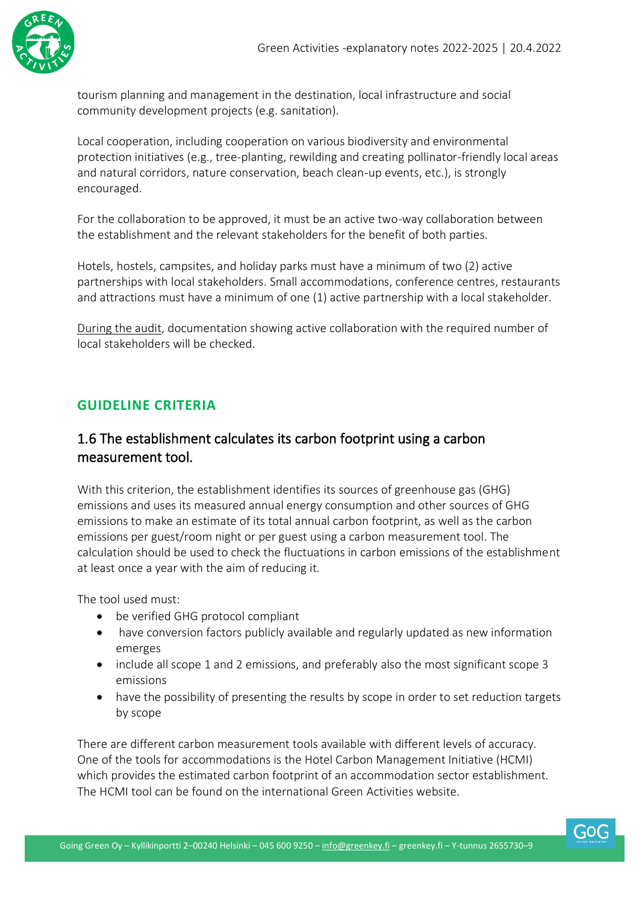tourism planning and management in the destination, local infrastructure and social community development projects (e.g. sanitation).

Local cooperation, including cooperation on various biodiversity and environmental protection initiatives (e.g., tree-planting, rewilding and creating pollinator-friendly local areas and natural corridors, nature conservation, beach clean-up events, etc.), is strongly encouraged.

For the collaboration to be approved, it must be an active two-way collaboration between the establishment and the relevant stakeholders for the benefit of both parties.

Hotels, hostels, campsites, and holiday parks must have a minimum of two (2) active partnerships with local stakeholders. Small accommodations, conference centres, restaurants and attractions must have a minimum of one (1) active partnership with a local stakeholder.

During the audit, documentation showing active collaboration with the required number of local stakeholders will be checked.

## GUIDELINE CRITERIA

### 1.6 The establishment calculates its carbon footprint using a carbon measurement tool.

With this criterion, the establishment identifies its sources of greenhouse gas (GHG) emissions and uses its measured annual energy consumption and other sources of GHG emissions to make an estimate of its total annual carbon footprint, as well as the carbon emissions per guest/room night or per guest using a carbon measurement tool. The calculation should be used to check the fluctuations in carbon emissions of the establishment at least once a year with the aim of reducing it.

The tool used must:

- be verified GHG protocol compliant
- have conversion factors publicly available and regularly updated as new information emerges
- include all scope 1 and 2 emissions, and preferably also the most significant scope 3 emissions
- have the possibility of presenting the results by scope in order to set reduction targets by scope

There are different carbon measurement tools available with different levels of accuracy. One of the tools for accommodations is the Hotel Carbon Management Initiative (HCMI) which provides the estimated carbon footprint of an accommodation sector establishment. The HCMI tool can be found on the international Green Activities website.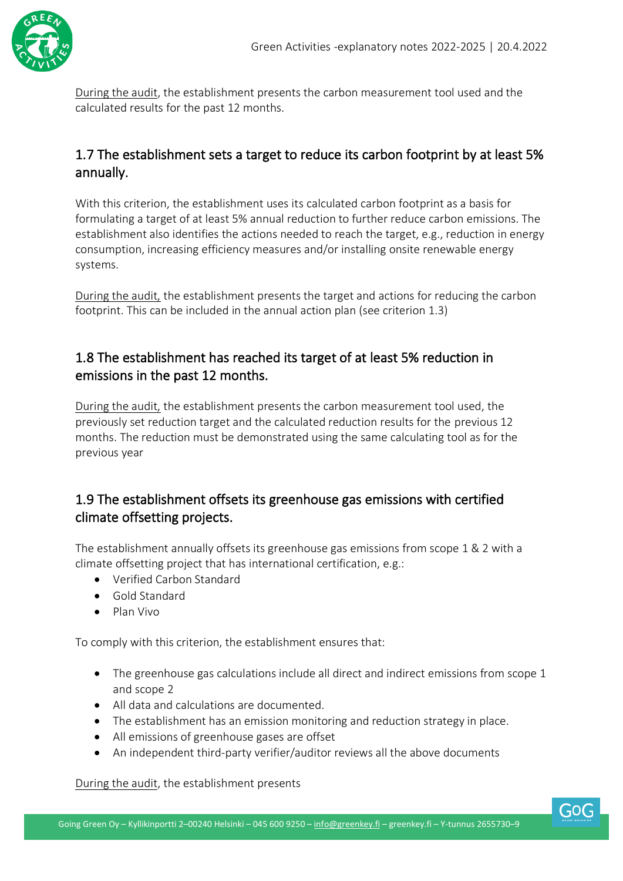During the audit, the establishment presents the carbon measurement tool used and the calculated results for the past 12 months.

## 1.7 The establishment sets a target to reduce its carbon footprint by at least 5% annually.

With this criterion, the establishment uses its calculated carbon footprint as a basis for formulating a target of at least 5% annual reduction to further reduce carbon emissions. The establishment also identifies the actions needed to reach the target, e.g., reduction in energy consumption, increasing efficiency measures and/or installing onsite renewable energy systems.

During the audit, the establishment presents the target and actions for reducing the carbon footprint. This can be included in the annual action plan (see criterion 1.3)

## 1.8 The establishment has reached its target of at least 5% reduction in emissions in the past 12 months.

During the audit, the establishment presents the carbon measurement tool used, the previously set reduction target and the calculated reduction results for the previous 12 months. The reduction must be demonstrated using the same calculating tool as for the previous year

## 1.9 The establishment offsets its greenhouse gas emissions with certified climate offsetting projects.

The establishment annually offsets its greenhouse gas emissions from scope 1 & 2 with a climate offsetting project that has international certification, e.g.:

- Verified Carbon Standard
- Gold Standard
- Plan Vivo

To comply with this criterion, the establishment ensures that:

- The greenhouse gas calculations include all direct and indirect emissions from scope 1 and scope 2
- All data and calculations are documented.
- The establishment has an emission monitoring and reduction strategy in place.
- All emissions of greenhouse gases are offset
- An independent third-party verifier/auditor reviews all the above documents

During the audit, the establishment presents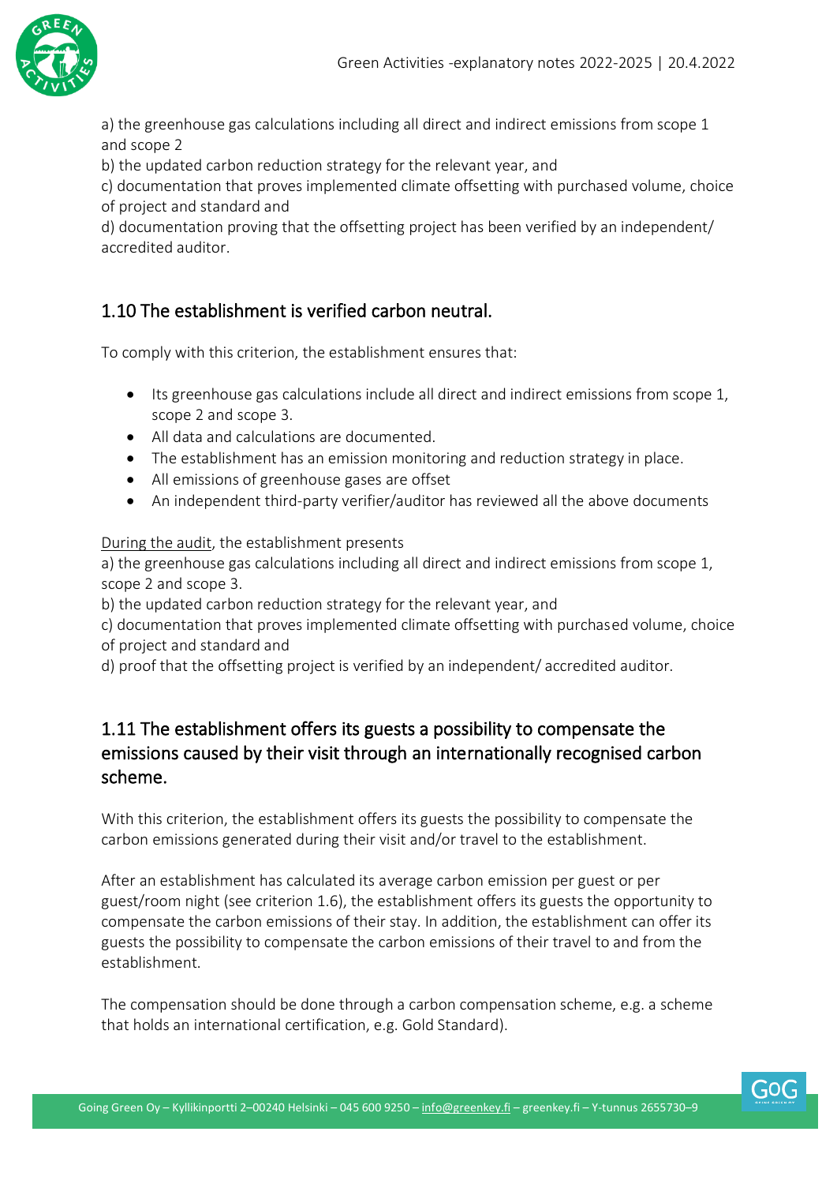a) the greenhouse gas calculations including all direct and indirect emissions from scope 1 and scope 2
b) the updated carbon reduction strategy for the relevant year, and
c) documentation that proves implemented climate offsetting with purchased volume, choice of project and standard and
d) documentation proving that the offsetting project has been verified by an independent/ accredited auditor.

## 1.10 The establishment is verified carbon neutral.

To comply with this criterion, the establishment ensures that:

- Its greenhouse gas calculations include all direct and indirect emissions from scope 1, scope 2 and scope 3.
- All data and calculations are documented.
- The establishment has an emission monitoring and reduction strategy in place.
- All emissions of greenhouse gases are offset
- An independent third-party verifier/auditor has reviewed all the above documents

During the audit, the establishment presents
a) the greenhouse gas calculations including all direct and indirect emissions from scope 1, scope 2 and scope 3.
b) the updated carbon reduction strategy for the relevant year, and
c) documentation that proves implemented climate offsetting with purchased volume, choice of project and standard and
d) proof that the offsetting project is verified by an independent/ accredited auditor.

## 1.11 The establishment offers its guests a possibility to compensate the emissions caused by their visit through an internationally recognised carbon scheme.

With this criterion, the establishment offers its guests the possibility to compensate the carbon emissions generated during their visit and/or travel to the establishment.

After an establishment has calculated its average carbon emission per guest or per guest/room night (see criterion 1.6), the establishment offers its guests the opportunity to compensate the carbon emissions of their stay. In addition, the establishment can offer its guests the possibility to compensate the carbon emissions of their travel to and from the establishment.

The compensation should be done through a carbon compensation scheme, e.g. a scheme that holds an international certification, e.g. Gold Standard).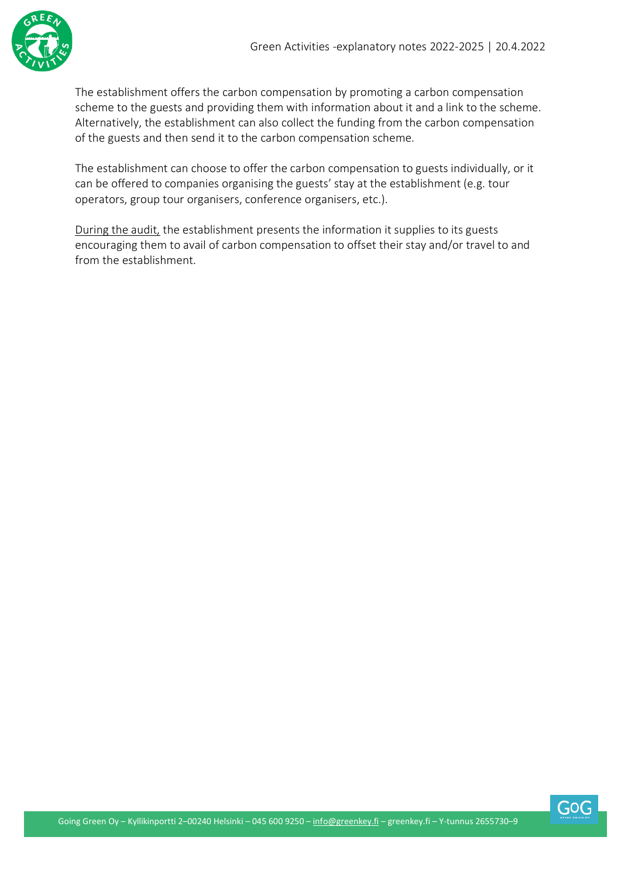The establishment offers the carbon compensation by promoting a carbon compensation scheme to the guests and providing them with information about it and a link to the scheme. Alternatively, the establishment can also collect the funding from the carbon compensation of the guests and then send it to the carbon compensation scheme.

The establishment can choose to offer the carbon compensation to guests individually, or it can be offered to companies organising the guests' stay at the establishment (e.g. tour operators, group tour organisers, conference organisers, etc.).

<u>During the audit,</u> the establishment presents the information it supplies to its guests encouraging them to avail of carbon compensation to offset their stay and/or travel to and from the establishment.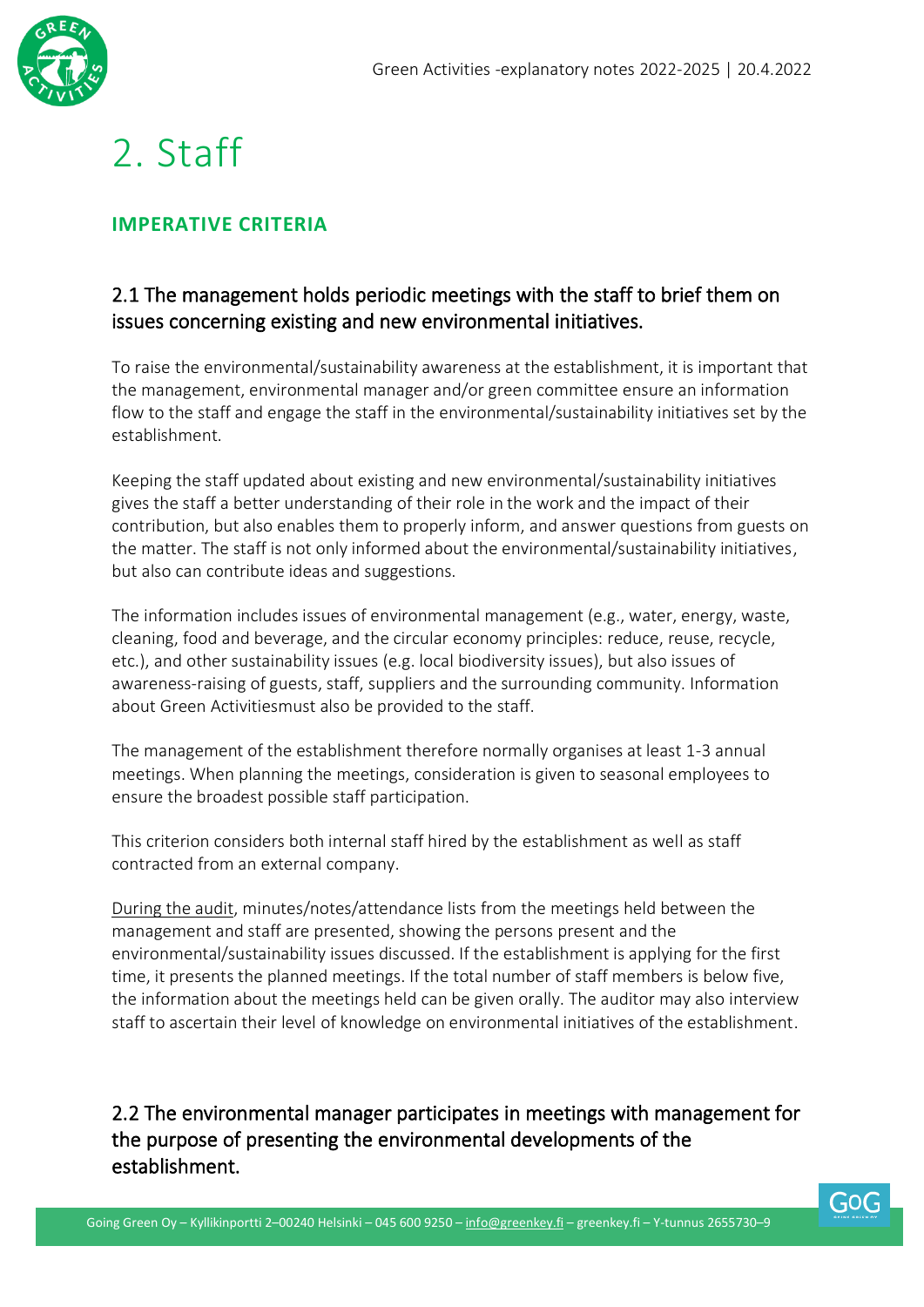# 2. Staff

## IMPERATIVE CRITERIA

### 2.1 The management holds periodic meetings with the staff to brief them on issues concerning existing and new environmental initiatives.

To raise the environmental/sustainability awareness at the establishment, it is important that the management, environmental manager and/or green committee ensure an information flow to the staff and engage the staff in the environmental/sustainability initiatives set by the establishment.

Keeping the staff updated about existing and new environmental/sustainability initiatives gives the staff a better understanding of their role in the work and the impact of their contribution, but also enables them to properly inform, and answer questions from guests on the matter. The staff is not only informed about the environmental/sustainability initiatives, but also can contribute ideas and suggestions.

The information includes issues of environmental management (e.g., water, energy, waste, cleaning, food and beverage, and the circular economy principles: reduce, reuse, recycle, etc.), and other sustainability issues (e.g. local biodiversity issues), but also issues of awareness-raising of guests, staff, suppliers and the surrounding community. Information about Green Activitiesmust also be provided to the staff.

The management of the establishment therefore normally organises at least 1-3 annual meetings. When planning the meetings, consideration is given to seasonal employees to ensure the broadest possible staff participation.

This criterion considers both internal staff hired by the establishment as well as staff contracted from an external company.

During the audit, minutes/notes/attendance lists from the meetings held between the management and staff are presented, showing the persons present and the environmental/sustainability issues discussed. If the establishment is applying for the first time, it presents the planned meetings. If the total number of staff members is below five, the information about the meetings held can be given orally. The auditor may also interview staff to ascertain their level of knowledge on environmental initiatives of the establishment.

### 2.2 The environmental manager participates in meetings with management for the purpose of presenting the environmental developments of the establishment.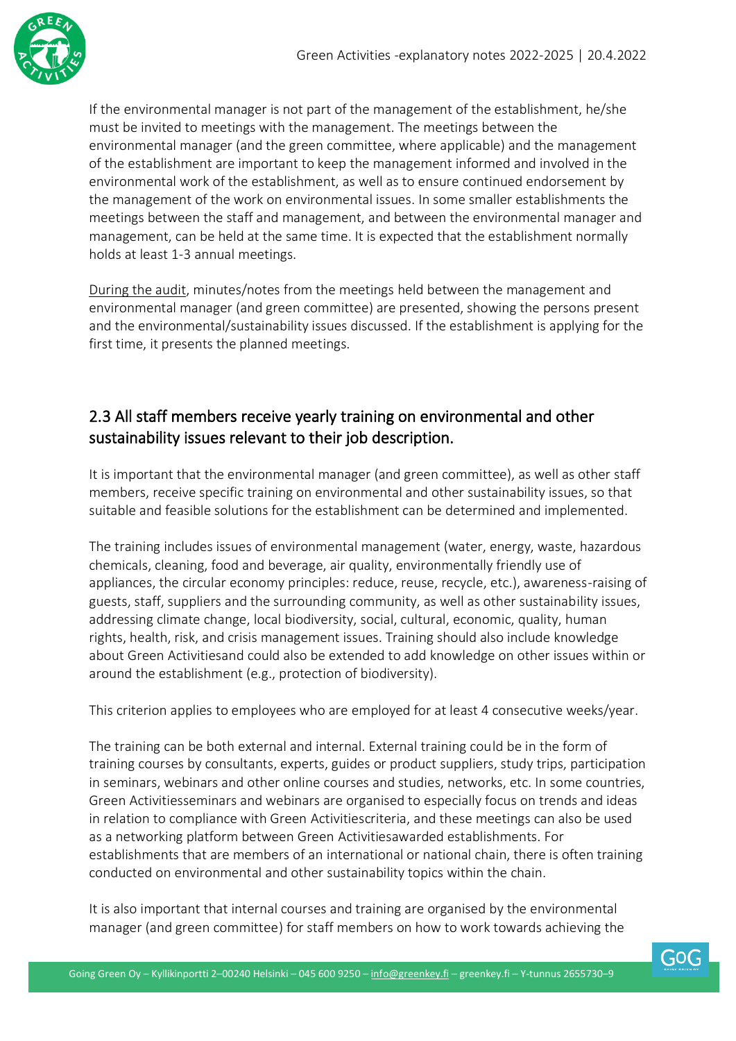If the environmental manager is not part of the management of the establishment, he/she must be invited to meetings with the management. The meetings between the environmental manager (and the green committee, where applicable) and the management of the establishment are important to keep the management informed and involved in the environmental work of the establishment, as well as to ensure continued endorsement by the management of the work on environmental issues. In some smaller establishments the meetings between the staff and management, and between the environmental manager and management, can be held at the same time. It is expected that the establishment normally holds at least 1-3 annual meetings.

During the audit, minutes/notes from the meetings held between the management and environmental manager (and green committee) are presented, showing the persons present and the environmental/sustainability issues discussed. If the establishment is applying for the first time, it presents the planned meetings.

## 2.3 All staff members receive yearly training on environmental and other sustainability issues relevant to their job description.

It is important that the environmental manager (and green committee), as well as other staff members, receive specific training on environmental and other sustainability issues, so that suitable and feasible solutions for the establishment can be determined and implemented.

The training includes issues of environmental management (water, energy, waste, hazardous chemicals, cleaning, food and beverage, air quality, environmentally friendly use of appliances, the circular economy principles: reduce, reuse, recycle, etc.), awareness-raising of guests, staff, suppliers and the surrounding community, as well as other sustainability issues, addressing climate change, local biodiversity, social, cultural, economic, quality, human rights, health, risk, and crisis management issues. Training should also include knowledge about Green Activitiesand could also be extended to add knowledge on other issues within or around the establishment (e.g., protection of biodiversity).

This criterion applies to employees who are employed for at least 4 consecutive weeks/year.

The training can be both external and internal. External training could be in the form of training courses by consultants, experts, guides or product suppliers, study trips, participation in seminars, webinars and other online courses and studies, networks, etc. In some countries, Green Activitiesseminars and webinars are organised to especially focus on trends and ideas in relation to compliance with Green Activitiescriteria, and these meetings can also be used as a networking platform between Green Activitiesawarded establishments. For establishments that are members of an international or national chain, there is often training conducted on environmental and other sustainability topics within the chain.

It is also important that internal courses and training are organised by the environmental manager (and green committee) for staff members on how to work towards achieving the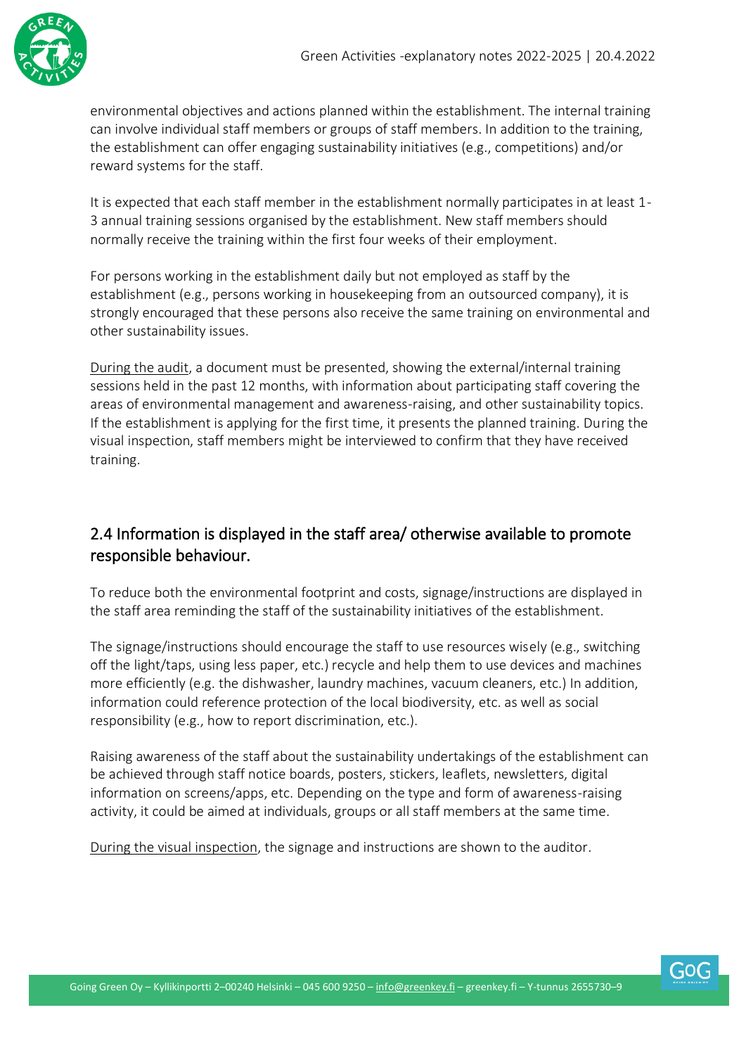environmental objectives and actions planned within the establishment. The internal training can involve individual staff members or groups of staff members. In addition to the training, the establishment can offer engaging sustainability initiatives (e.g., competitions) and/or reward systems for the staff.

It is expected that each staff member in the establishment normally participates in at least 1-3 annual training sessions organised by the establishment. New staff members should normally receive the training within the first four weeks of their employment.

For persons working in the establishment daily but not employed as staff by the establishment (e.g., persons working in housekeeping from an outsourced company), it is strongly encouraged that these persons also receive the same training on environmental and other sustainability issues.

During the audit, a document must be presented, showing the external/internal training sessions held in the past 12 months, with information about participating staff covering the areas of environmental management and awareness-raising, and other sustainability topics. If the establishment is applying for the first time, it presents the planned training. During the visual inspection, staff members might be interviewed to confirm that they have received training.

## 2.4 Information is displayed in the staff area/ otherwise available to promote responsible behaviour.

To reduce both the environmental footprint and costs, signage/instructions are displayed in the staff area reminding the staff of the sustainability initiatives of the establishment.

The signage/instructions should encourage the staff to use resources wisely (e.g., switching off the light/taps, using less paper, etc.) recycle and help them to use devices and machines more efficiently (e.g. the dishwasher, laundry machines, vacuum cleaners, etc.) In addition, information could reference protection of the local biodiversity, etc. as well as social responsibility (e.g., how to report discrimination, etc.).

Raising awareness of the staff about the sustainability undertakings of the establishment can be achieved through staff notice boards, posters, stickers, leaflets, newsletters, digital information on screens/apps, etc. Depending on the type and form of awareness-raising activity, it could be aimed at individuals, groups or all staff members at the same time.

During the visual inspection, the signage and instructions are shown to the auditor.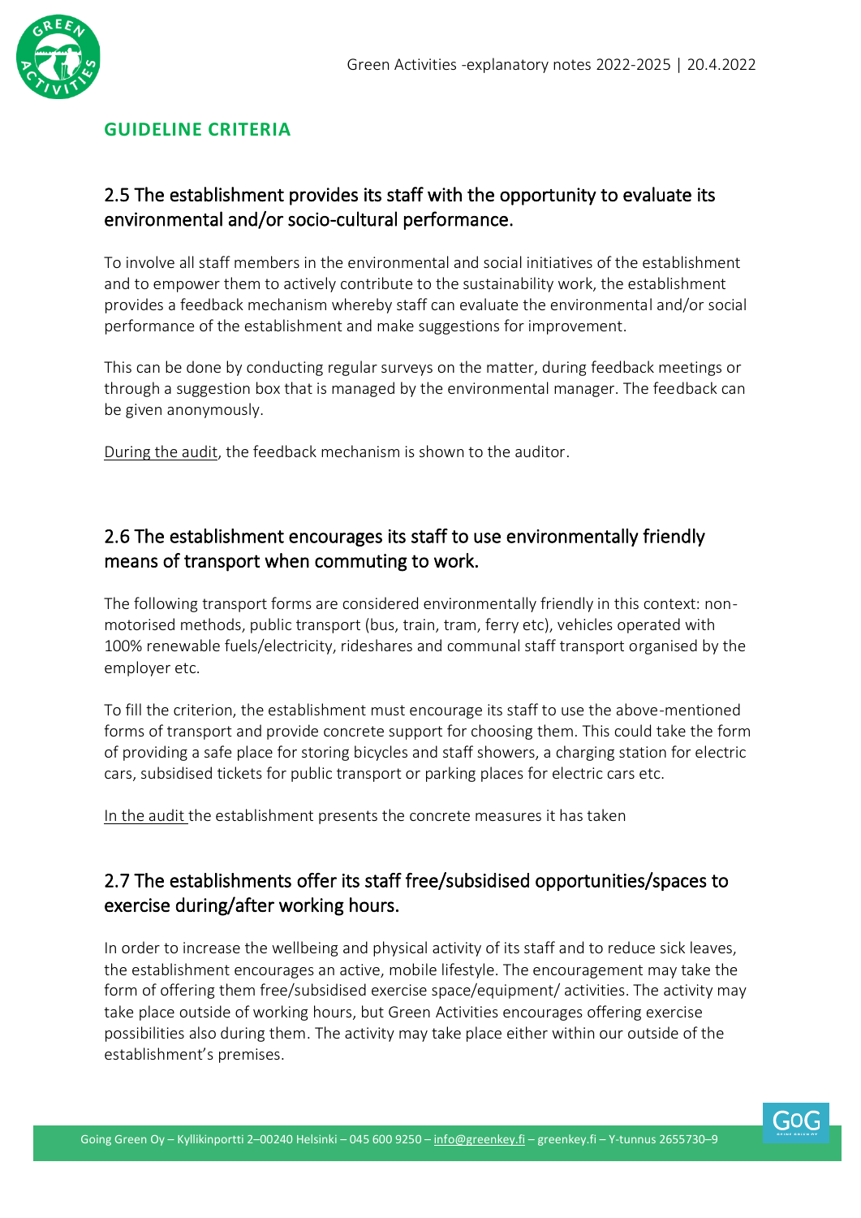## GUIDELINE CRITERIA

### 2.5 The establishment provides its staff with the opportunity to evaluate its environmental and/or socio-cultural performance.

To involve all staff members in the environmental and social initiatives of the establishment and to empower them to actively contribute to the sustainability work, the establishment provides a feedback mechanism whereby staff can evaluate the environmental and/or social performance of the establishment and make suggestions for improvement.

This can be done by conducting regular surveys on the matter, during feedback meetings or through a suggestion box that is managed by the environmental manager. The feedback can be given anonymously.

During the audit, the feedback mechanism is shown to the auditor.

### 2.6 The establishment encourages its staff to use environmentally friendly means of transport when commuting to work.

The following transport forms are considered environmentally friendly in this context: non-motorised methods, public transport (bus, train, tram, ferry etc), vehicles operated with 100% renewable fuels/electricity, rideshares and communal staff transport organised by the employer etc.

To fill the criterion, the establishment must encourage its staff to use the above-mentioned forms of transport and provide concrete support for choosing them. This could take the form of providing a safe place for storing bicycles and staff showers, a charging station for electric cars, subsidised tickets for public transport or parking places for electric cars etc.

In the audit the establishment presents the concrete measures it has taken

### 2.7 The establishments offer its staff free/subsidised opportunities/spaces to exercise during/after working hours.

In order to increase the wellbeing and physical activity of its staff and to reduce sick leaves, the establishment encourages an active, mobile lifestyle. The encouragement may take the form of offering them free/subsidised exercise space/equipment/ activities. The activity may take place outside of working hours, but Green Activities encourages offering exercise possibilities also during them. The activity may take place either within our outside of the establishment's premises.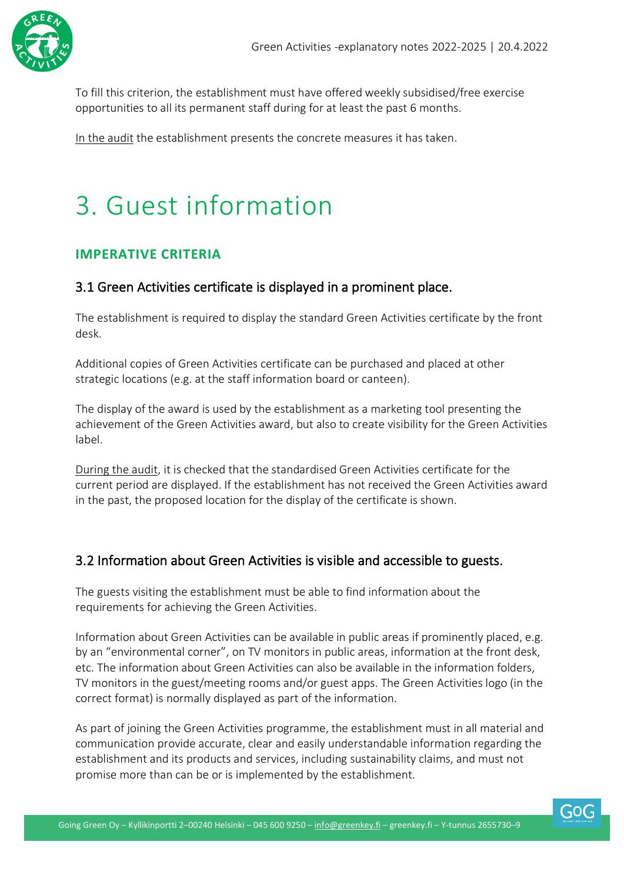To fill this criterion, the establishment must have offered weekly subsidised/free exercise opportunities to all its permanent staff during for at least the past 6 months.

In the audit the establishment presents the concrete measures it has taken.

# 3. Guest information

## IMPERATIVE CRITERIA

### 3.1 Green Activities certificate is displayed in a prominent place.

The establishment is required to display the standard Green Activities certificate by the front desk.

Additional copies of Green Activities certificate can be purchased and placed at other strategic locations (e.g. at the staff information board or canteen).

The display of the award is used by the establishment as a marketing tool presenting the achievement of the Green Activities award, but also to create visibility for the Green Activities label.

During the audit, it is checked that the standardised Green Activities certificate for the current period are displayed. If the establishment has not received the Green Activities award in the past, the proposed location for the display of the certificate is shown.

### 3.2 Information about Green Activities is visible and accessible to guests.

The guests visiting the establishment must be able to find information about the requirements for achieving the Green Activities.

Information about Green Activities can be available in public areas if prominently placed, e.g. by an "environmental corner", on TV monitors in public areas, information at the front desk, etc. The information about Green Activities can also be available in the information folders, TV monitors in the guest/meeting rooms and/or guest apps. The Green Activities logo (in the correct format) is normally displayed as part of the information.

As part of joining the Green Activities programme, the establishment must in all material and communication provide accurate, clear and easily understandable information regarding the establishment and its products and services, including sustainability claims, and must not promise more than can be or is implemented by the establishment.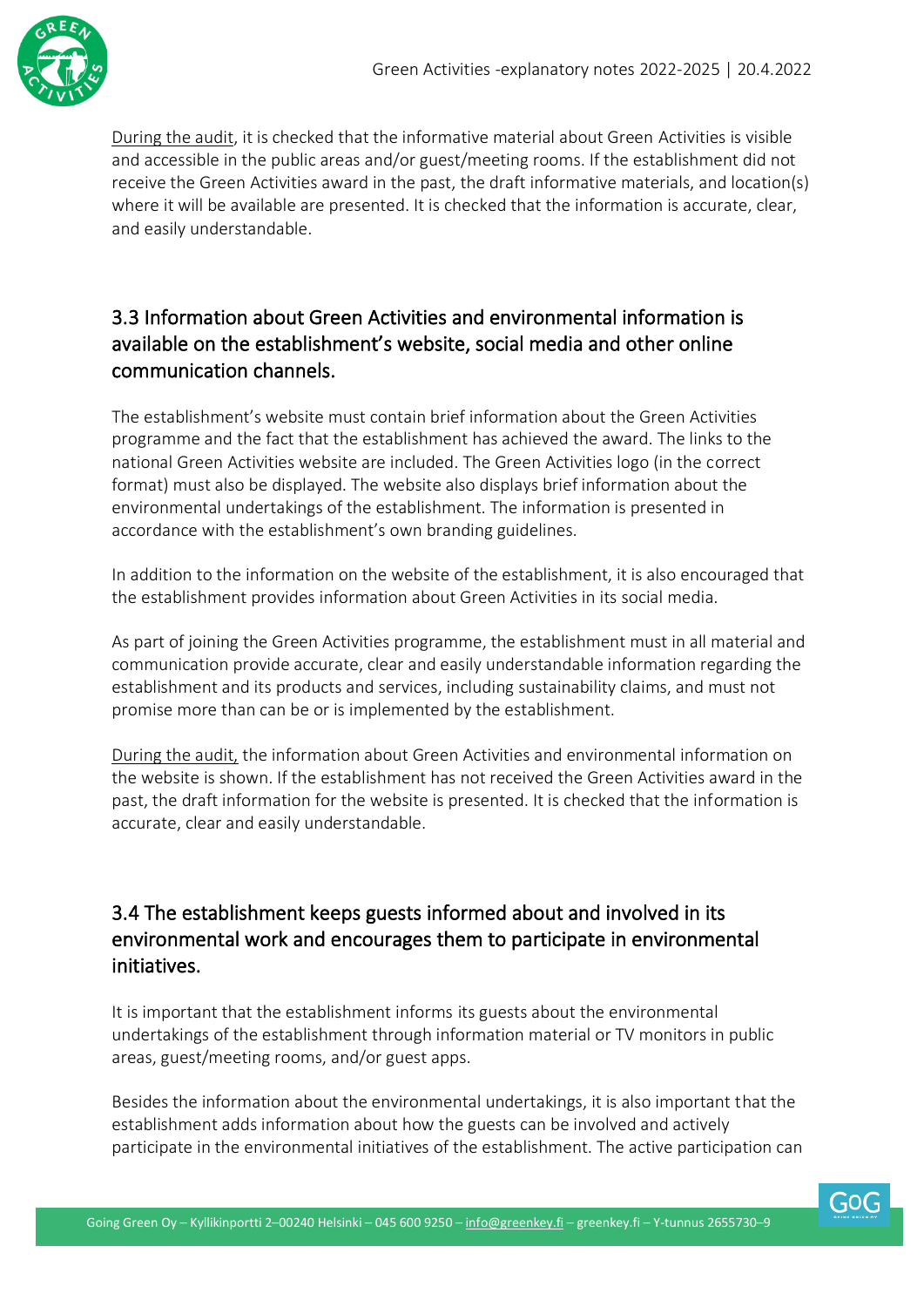<u>During the audit</u>, it is checked that the informative material about Green Activities is visible and accessible in the public areas and/or guest/meeting rooms. If the establishment did not receive the Green Activities award in the past, the draft informative materials, and location(s) where it will be available are presented. It is checked that the information is accurate, clear, and easily understandable.

## 3.3 Information about Green Activities and environmental information is available on the establishment's website, social media and other online communication channels.

The establishment's website must contain brief information about the Green Activities programme and the fact that the establishment has achieved the award. The links to the national Green Activities website are included. The Green Activities logo (in the correct format) must also be displayed. The website also displays brief information about the environmental undertakings of the establishment. The information is presented in accordance with the establishment's own branding guidelines.

In addition to the information on the website of the establishment, it is also encouraged that the establishment provides information about Green Activities in its social media.

As part of joining the Green Activities programme, the establishment must in all material and communication provide accurate, clear and easily understandable information regarding the establishment and its products and services, including sustainability claims, and must not promise more than can be or is implemented by the establishment.

<u>During the audit,</u> the information about Green Activities and environmental information on the website is shown. If the establishment has not received the Green Activities award in the past, the draft information for the website is presented. It is checked that the information is accurate, clear and easily understandable.

## 3.4 The establishment keeps guests informed about and involved in its environmental work and encourages them to participate in environmental initiatives.

It is important that the establishment informs its guests about the environmental undertakings of the establishment through information material or TV monitors in public areas, guest/meeting rooms, and/or guest apps.

Besides the information about the environmental undertakings, it is also important that the establishment adds information about how the guests can be involved and actively participate in the environmental initiatives of the establishment. The active participation can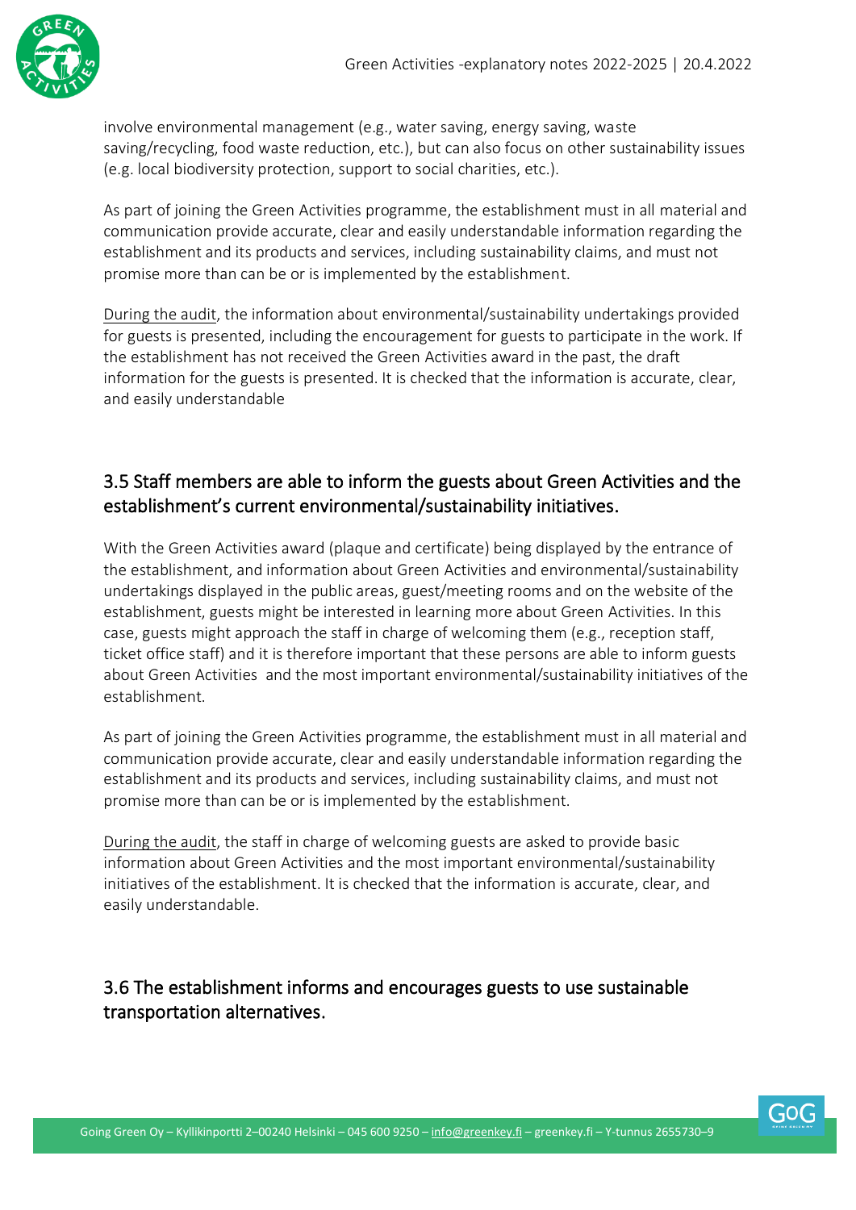involve environmental management (e.g., water saving, energy saving, waste saving/recycling, food waste reduction, etc.), but can also focus on other sustainability issues (e.g. local biodiversity protection, support to social charities, etc.).

As part of joining the Green Activities programme, the establishment must in all material and communication provide accurate, clear and easily understandable information regarding the establishment and its products and services, including sustainability claims, and must not promise more than can be or is implemented by the establishment.

<u>During the audit</u>, the information about environmental/sustainability undertakings provided for guests is presented, including the encouragement for guests to participate in the work. If the establishment has not received the Green Activities award in the past, the draft information for the guests is presented. It is checked that the information is accurate, clear, and easily understandable

## 3.5 Staff members are able to inform the guests about Green Activities and the establishment's current environmental/sustainability initiatives.

With the Green Activities award (plaque and certificate) being displayed by the entrance of the establishment, and information about Green Activities and environmental/sustainability undertakings displayed in the public areas, guest/meeting rooms and on the website of the establishment, guests might be interested in learning more about Green Activities. In this case, guests might approach the staff in charge of welcoming them (e.g., reception staff, ticket office staff) and it is therefore important that these persons are able to inform guests about Green Activities and the most important environmental/sustainability initiatives of the establishment.

As part of joining the Green Activities programme, the establishment must in all material and communication provide accurate, clear and easily understandable information regarding the establishment and its products and services, including sustainability claims, and must not promise more than can be or is implemented by the establishment.

<u>During the audit</u>, the staff in charge of welcoming guests are asked to provide basic information about Green Activities and the most important environmental/sustainability initiatives of the establishment. It is checked that the information is accurate, clear, and easily understandable.

## 3.6 The establishment informs and encourages guests to use sustainable transportation alternatives.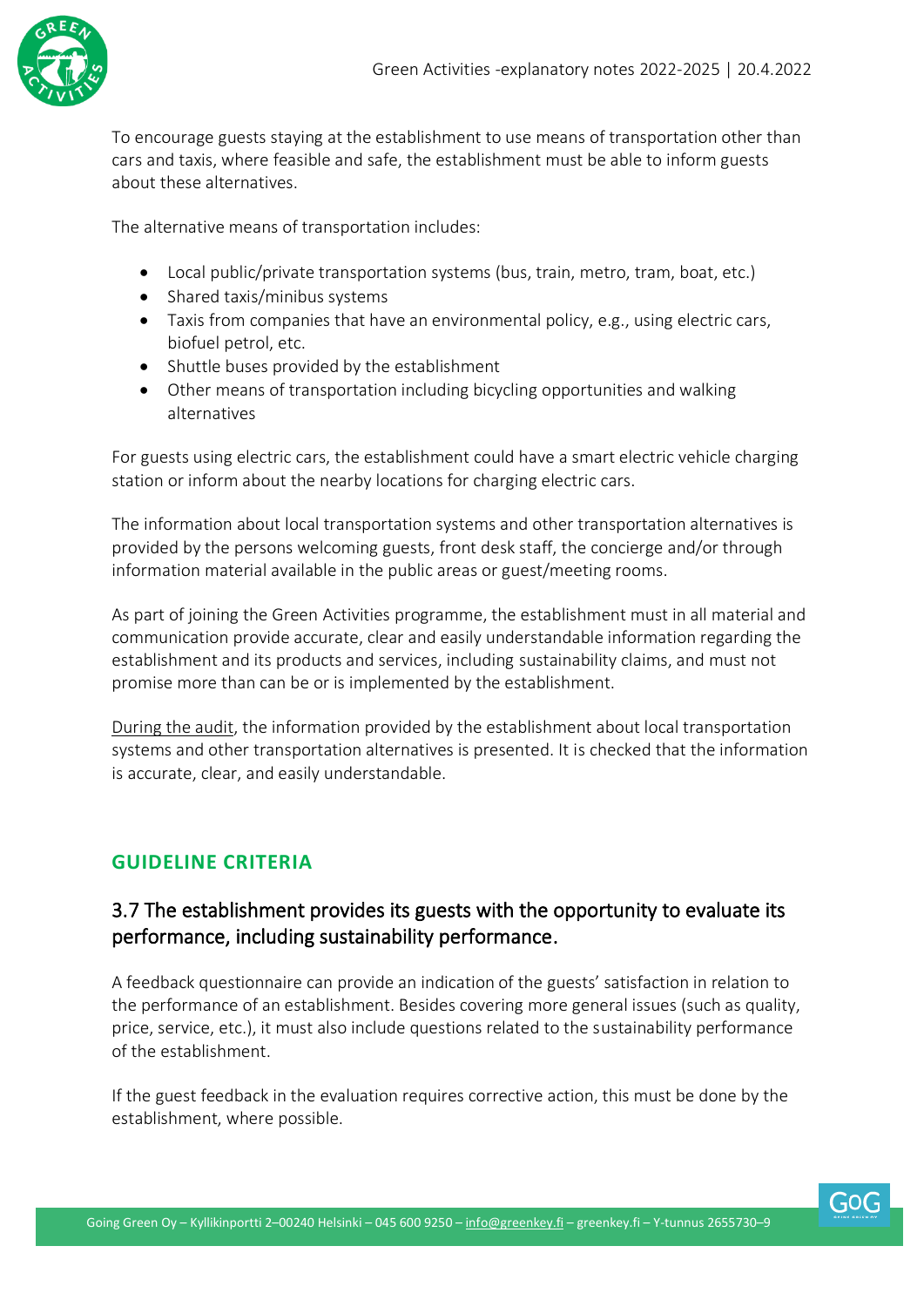To encourage guests staying at the establishment to use means of transportation other than cars and taxis, where feasible and safe, the establishment must be able to inform guests about these alternatives.

The alternative means of transportation includes:

- Local public/private transportation systems (bus, train, metro, tram, boat, etc.)
- Shared taxis/minibus systems
- Taxis from companies that have an environmental policy, e.g., using electric cars, biofuel petrol, etc.
- Shuttle buses provided by the establishment
- Other means of transportation including bicycling opportunities and walking alternatives

For guests using electric cars, the establishment could have a smart electric vehicle charging station or inform about the nearby locations for charging electric cars.

The information about local transportation systems and other transportation alternatives is provided by the persons welcoming guests, front desk staff, the concierge and/or through information material available in the public areas or guest/meeting rooms.

As part of joining the Green Activities programme, the establishment must in all material and communication provide accurate, clear and easily understandable information regarding the establishment and its products and services, including sustainability claims, and must not promise more than can be or is implemented by the establishment.

During the audit, the information provided by the establishment about local transportation systems and other transportation alternatives is presented. It is checked that the information is accurate, clear, and easily understandable.

## GUIDELINE CRITERIA

### 3.7 The establishment provides its guests with the opportunity to evaluate its performance, including sustainability performance.

A feedback questionnaire can provide an indication of the guests' satisfaction in relation to the performance of an establishment. Besides covering more general issues (such as quality, price, service, etc.), it must also include questions related to the sustainability performance of the establishment.

If the guest feedback in the evaluation requires corrective action, this must be done by the establishment, where possible.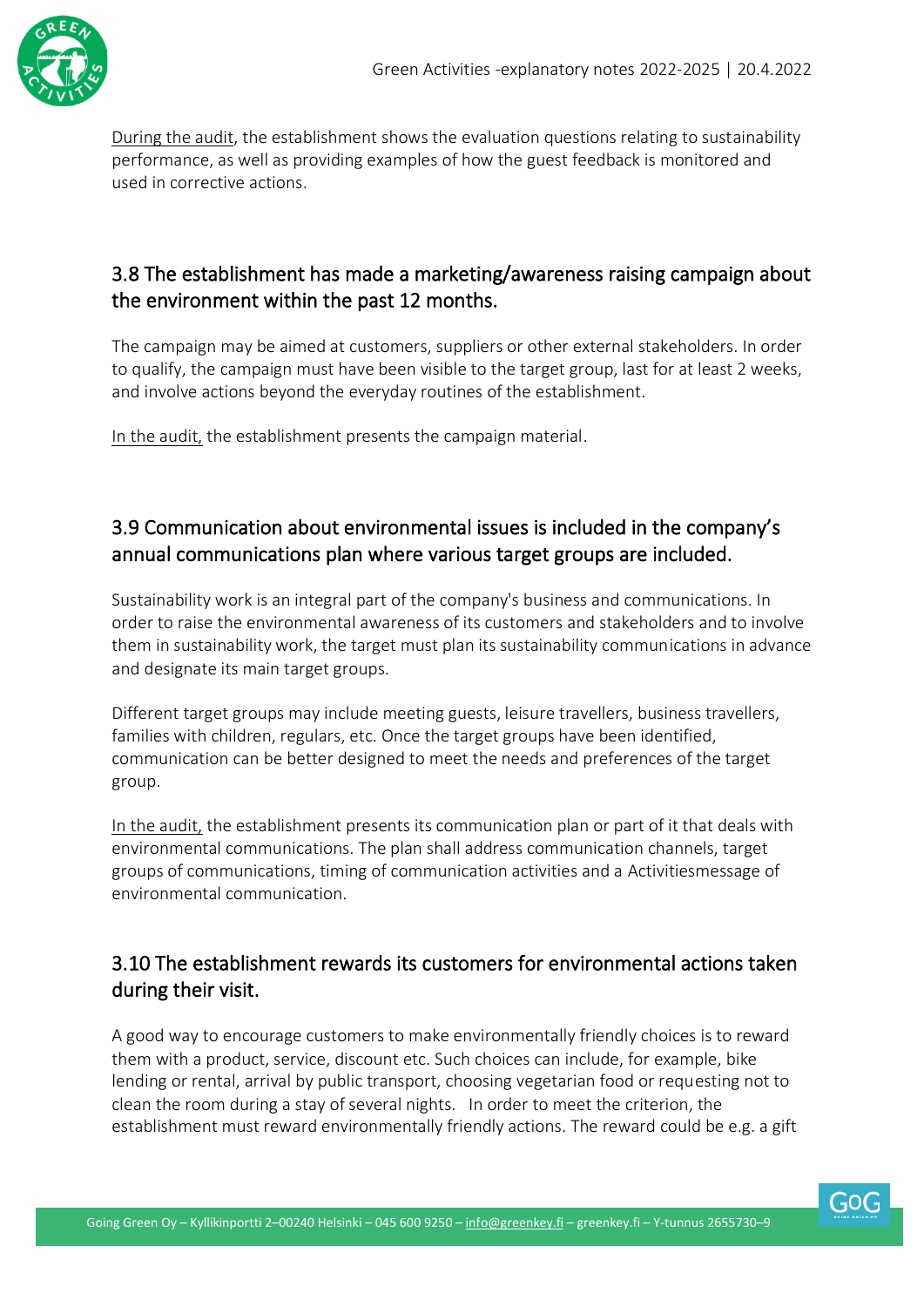During the audit, the establishment shows the evaluation questions relating to sustainability performance, as well as providing examples of how the guest feedback is monitored and used in corrective actions.

## 3.8 The establishment has made a marketing/awareness raising campaign about the environment within the past 12 months.

The campaign may be aimed at customers, suppliers or other external stakeholders. In order to qualify, the campaign must have been visible to the target group, last for at least 2 weeks, and involve actions beyond the everyday routines of the establishment.

In the audit, the establishment presents the campaign material.

## 3.9 Communication about environmental issues is included in the company's annual communications plan where various target groups are included.

Sustainability work is an integral part of the company's business and communications. In order to raise the environmental awareness of its customers and stakeholders and to involve them in sustainability work, the target must plan its sustainability communications in advance and designate its main target groups.

Different target groups may include meeting guests, leisure travellers, business travellers, families with children, regulars, etc. Once the target groups have been identified, communication can be better designed to meet the needs and preferences of the target group.

In the audit, the establishment presents its communication plan or part of it that deals with environmental communications. The plan shall address communication channels, target groups of communications, timing of communication activities and a Activitiesmessage of environmental communication.

## 3.10 The establishment rewards its customers for environmental actions taken during their visit.

A good way to encourage customers to make environmentally friendly choices is to reward them with a product, service, discount etc. Such choices can include, for example, bike lending or rental, arrival by public transport, choosing vegetarian food or requesting not to clean the room during a stay of several nights. In order to meet the criterion, the establishment must reward environmentally friendly actions. The reward could be e.g. a gift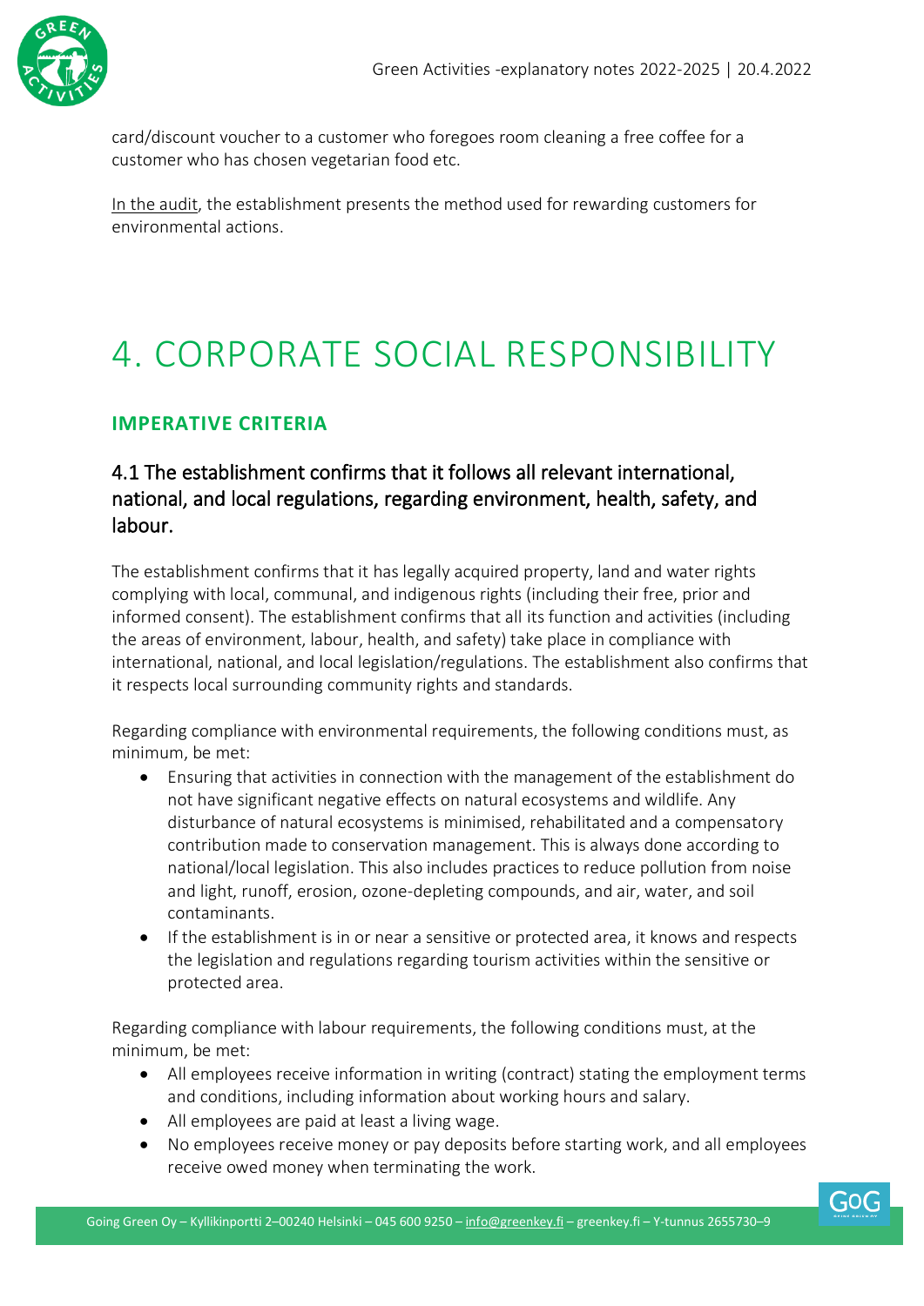card/discount voucher to a customer who foregoes room cleaning a free coffee for a customer who has chosen vegetarian food etc.

In the audit, the establishment presents the method used for rewarding customers for environmental actions.

# 4. CORPORATE SOCIAL RESPONSIBILITY

## IMPERATIVE CRITERIA

### 4.1 The establishment confirms that it follows all relevant international, national, and local regulations, regarding environment, health, safety, and labour.

The establishment confirms that it has legally acquired property, land and water rights complying with local, communal, and indigenous rights (including their free, prior and informed consent). The establishment confirms that all its function and activities (including the areas of environment, labour, health, and safety) take place in compliance with international, national, and local legislation/regulations. The establishment also confirms that it respects local surrounding community rights and standards.

Regarding compliance with environmental requirements, the following conditions must, as minimum, be met:

- Ensuring that activities in connection with the management of the establishment do not have significant negative effects on natural ecosystems and wildlife. Any disturbance of natural ecosystems is minimised, rehabilitated and a compensatory contribution made to conservation management. This is always done according to national/local legislation. This also includes practices to reduce pollution from noise and light, runoff, erosion, ozone-depleting compounds, and air, water, and soil contaminants.
- If the establishment is in or near a sensitive or protected area, it knows and respects the legislation and regulations regarding tourism activities within the sensitive or protected area.

Regarding compliance with labour requirements, the following conditions must, at the minimum, be met:

- All employees receive information in writing (contract) stating the employment terms and conditions, including information about working hours and salary.
- All employees are paid at least a living wage.
- No employees receive money or pay deposits before starting work, and all employees receive owed money when terminating the work.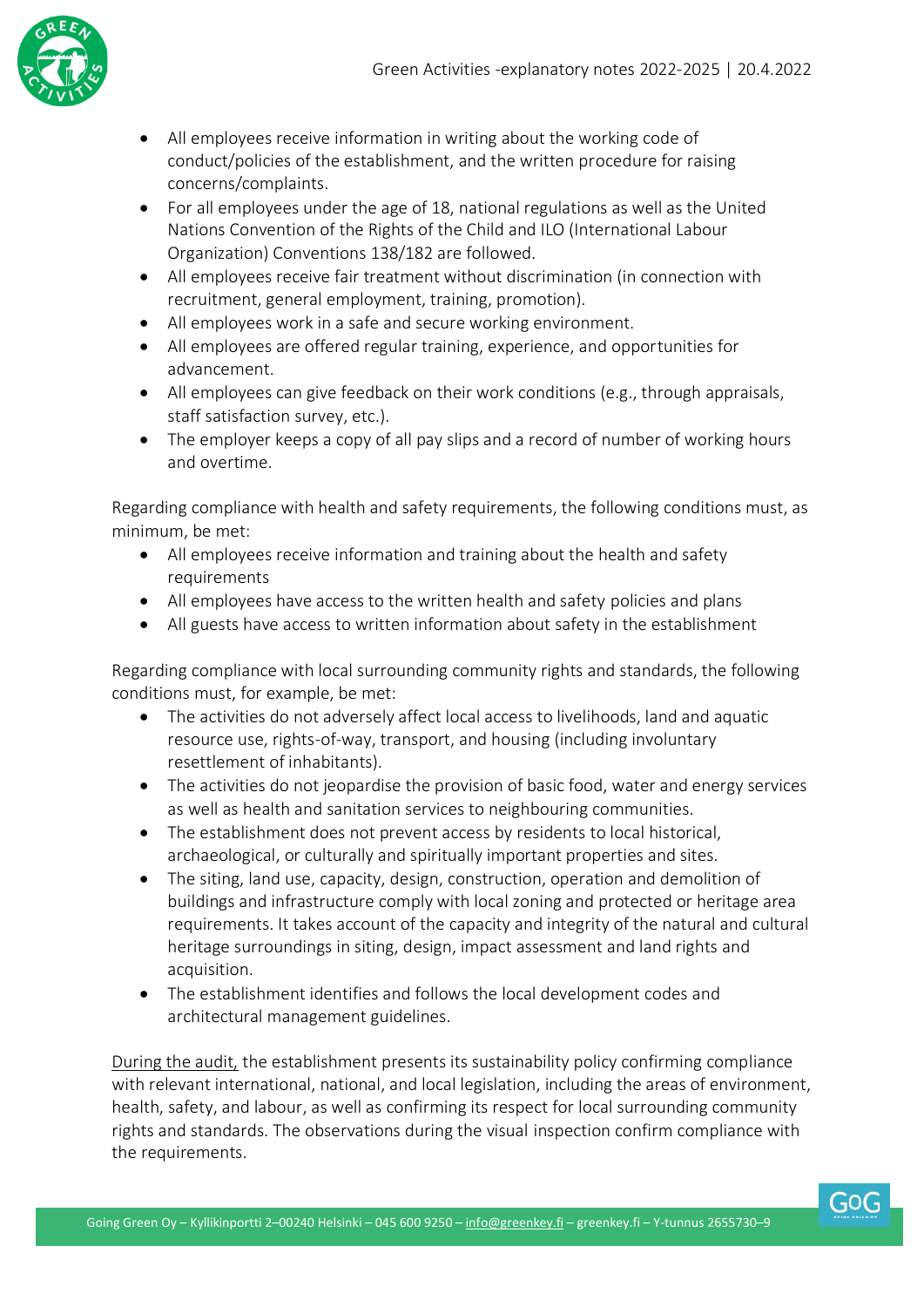- All employees receive information in writing about the working code of conduct/policies of the establishment, and the written procedure for raising concerns/complaints.
- For all employees under the age of 18, national regulations as well as the United Nations Convention of the Rights of the Child and ILO (International Labour Organization) Conventions 138/182 are followed.
- All employees receive fair treatment without discrimination (in connection with recruitment, general employment, training, promotion).
- All employees work in a safe and secure working environment.
- All employees are offered regular training, experience, and opportunities for advancement.
- All employees can give feedback on their work conditions (e.g., through appraisals, staff satisfaction survey, etc.).
- The employer keeps a copy of all pay slips and a record of number of working hours and overtime.

Regarding compliance with health and safety requirements, the following conditions must, as minimum, be met:

- All employees receive information and training about the health and safety requirements
- All employees have access to the written health and safety policies and plans
- All guests have access to written information about safety in the establishment

Regarding compliance with local surrounding community rights and standards, the following conditions must, for example, be met:

- The activities do not adversely affect local access to livelihoods, land and aquatic resource use, rights-of-way, transport, and housing (including involuntary resettlement of inhabitants).
- The activities do not jeopardise the provision of basic food, water and energy services as well as health and sanitation services to neighbouring communities.
- The establishment does not prevent access by residents to local historical, archaeological, or culturally and spiritually important properties and sites.
- The siting, land use, capacity, design, construction, operation and demolition of buildings and infrastructure comply with local zoning and protected or heritage area requirements. It takes account of the capacity and integrity of the natural and cultural heritage surroundings in siting, design, impact assessment and land rights and acquisition.
- The establishment identifies and follows the local development codes and architectural management guidelines.

<u>During the audit,</u> the establishment presents its sustainability policy confirming compliance with relevant international, national, and local legislation, including the areas of environment, health, safety, and labour, as well as confirming its respect for local surrounding community rights and standards. The observations during the visual inspection confirm compliance with the requirements.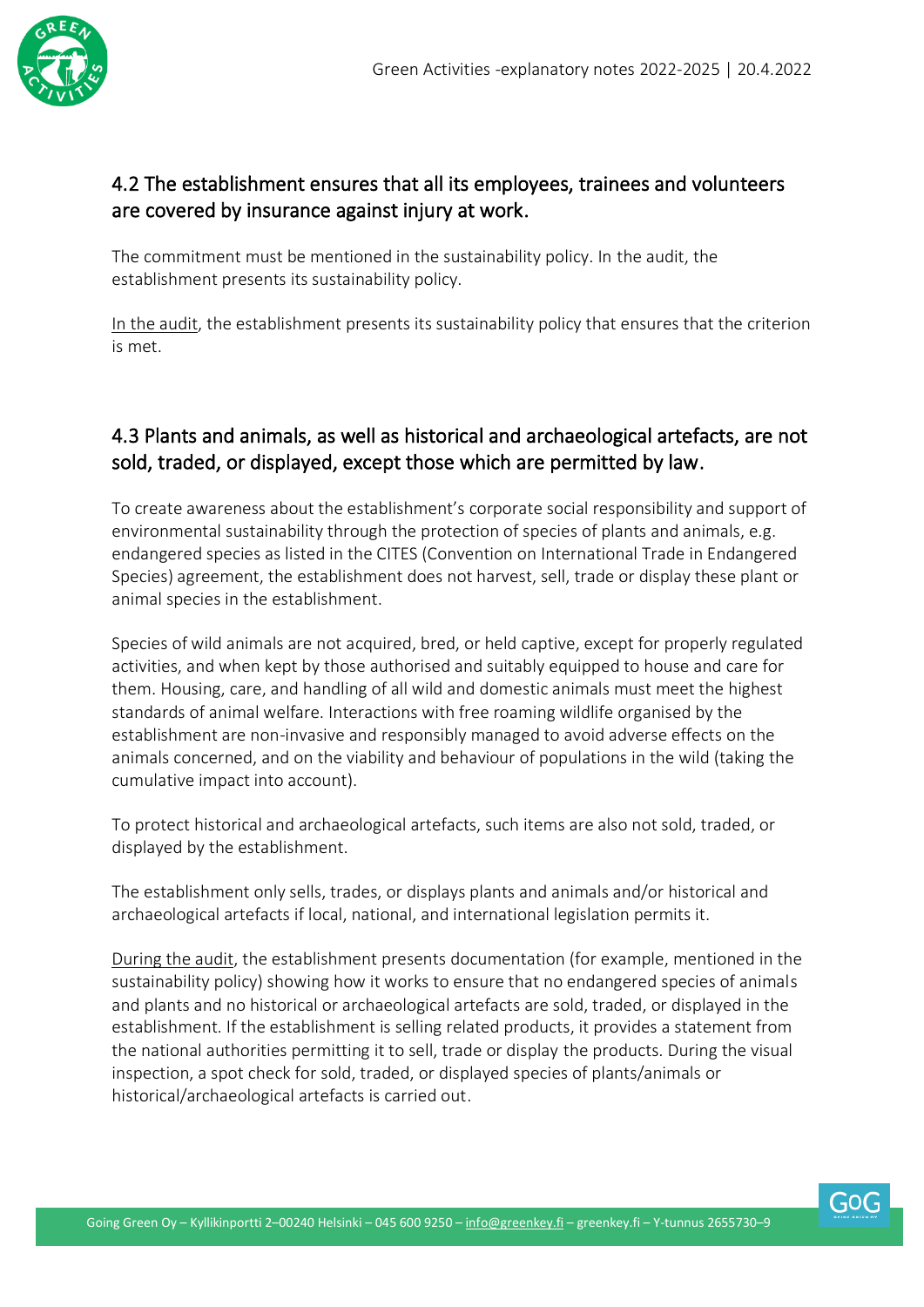## 4.2 The establishment ensures that all its employees, trainees and volunteers are covered by insurance against injury at work.

The commitment must be mentioned in the sustainability policy. In the audit, the establishment presents its sustainability policy.

<u>In the audit</u>, the establishment presents its sustainability policy that ensures that the criterion is met.

## 4.3 Plants and animals, as well as historical and archaeological artefacts, are not sold, traded, or displayed, except those which are permitted by law.

To create awareness about the establishment's corporate social responsibility and support of environmental sustainability through the protection of species of plants and animals, e.g. endangered species as listed in the CITES (Convention on International Trade in Endangered Species) agreement, the establishment does not harvest, sell, trade or display these plant or animal species in the establishment.

Species of wild animals are not acquired, bred, or held captive, except for properly regulated activities, and when kept by those authorised and suitably equipped to house and care for them. Housing, care, and handling of all wild and domestic animals must meet the highest standards of animal welfare. Interactions with free roaming wildlife organised by the establishment are non-invasive and responsibly managed to avoid adverse effects on the animals concerned, and on the viability and behaviour of populations in the wild (taking the cumulative impact into account).

To protect historical and archaeological artefacts, such items are also not sold, traded, or displayed by the establishment.

The establishment only sells, trades, or displays plants and animals and/or historical and archaeological artefacts if local, national, and international legislation permits it.

<u>During the audit</u>, the establishment presents documentation (for example, mentioned in the sustainability policy) showing how it works to ensure that no endangered species of animals and plants and no historical or archaeological artefacts are sold, traded, or displayed in the establishment. If the establishment is selling related products, it provides a statement from the national authorities permitting it to sell, trade or display the products. During the visual inspection, a spot check for sold, traded, or displayed species of plants/animals or historical/archaeological artefacts is carried out.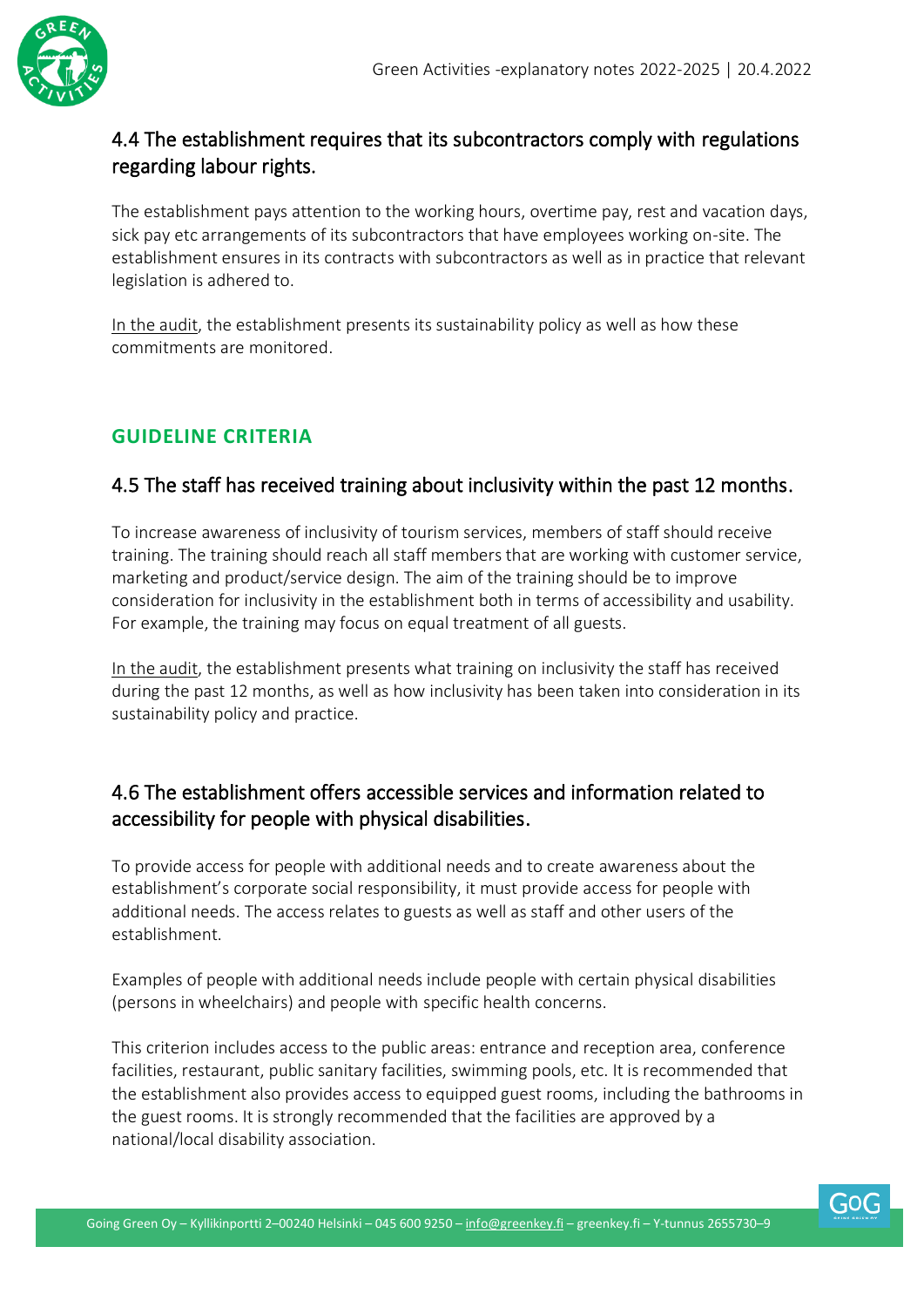## 4.4 The establishment requires that its subcontractors comply with regulations regarding labour rights.

The establishment pays attention to the working hours, overtime pay, rest and vacation days, sick pay etc arrangements of its subcontractors that have employees working on-site. The establishment ensures in its contracts with subcontractors as well as in practice that relevant legislation is adhered to.

In the audit, the establishment presents its sustainability policy as well as how these commitments are monitored.

### GUIDELINE CRITERIA

## 4.5 The staff has received training about inclusivity within the past 12 months.

To increase awareness of inclusivity of tourism services, members of staff should receive training. The training should reach all staff members that are working with customer service, marketing and product/service design. The aim of the training should be to improve consideration for inclusivity in the establishment both in terms of accessibility and usability. For example, the training may focus on equal treatment of all guests.

In the audit, the establishment presents what training on inclusivity the staff has received during the past 12 months, as well as how inclusivity has been taken into consideration in its sustainability policy and practice.

## 4.6 The establishment offers accessible services and information related to accessibility for people with physical disabilities.

To provide access for people with additional needs and to create awareness about the establishment's corporate social responsibility, it must provide access for people with additional needs. The access relates to guests as well as staff and other users of the establishment.

Examples of people with additional needs include people with certain physical disabilities (persons in wheelchairs) and people with specific health concerns.

This criterion includes access to the public areas: entrance and reception area, conference facilities, restaurant, public sanitary facilities, swimming pools, etc. It is recommended that the establishment also provides access to equipped guest rooms, including the bathrooms in the guest rooms. It is strongly recommended that the facilities are approved by a national/local disability association.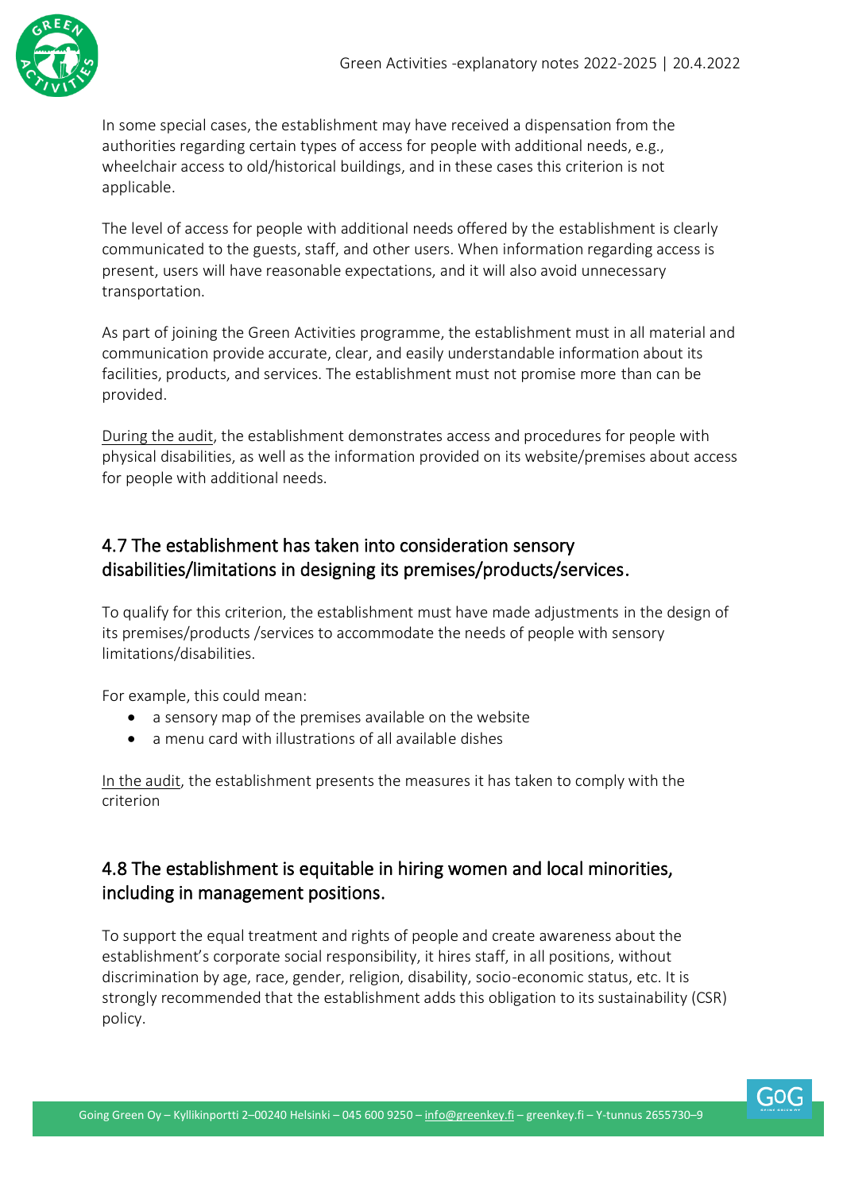In some special cases, the establishment may have received a dispensation from the authorities regarding certain types of access for people with additional needs, e.g., wheelchair access to old/historical buildings, and in these cases this criterion is not applicable.

The level of access for people with additional needs offered by the establishment is clearly communicated to the guests, staff, and other users. When information regarding access is present, users will have reasonable expectations, and it will also avoid unnecessary transportation.

As part of joining the Green Activities programme, the establishment must in all material and communication provide accurate, clear, and easily understandable information about its facilities, products, and services. The establishment must not promise more than can be provided.

During the audit, the establishment demonstrates access and procedures for people with physical disabilities, as well as the information provided on its website/premises about access for people with additional needs.

## 4.7 The establishment has taken into consideration sensory disabilities/limitations in designing its premises/products/services.

To qualify for this criterion, the establishment must have made adjustments in the design of its premises/products /services to accommodate the needs of people with sensory limitations/disabilities.

For example, this could mean:

- a sensory map of the premises available on the website
- a menu card with illustrations of all available dishes

In the audit, the establishment presents the measures it has taken to comply with the criterion

## 4.8 The establishment is equitable in hiring women and local minorities, including in management positions.

To support the equal treatment and rights of people and create awareness about the establishment's corporate social responsibility, it hires staff, in all positions, without discrimination by age, race, gender, religion, disability, socio-economic status, etc. It is strongly recommended that the establishment adds this obligation to its sustainability (CSR) policy.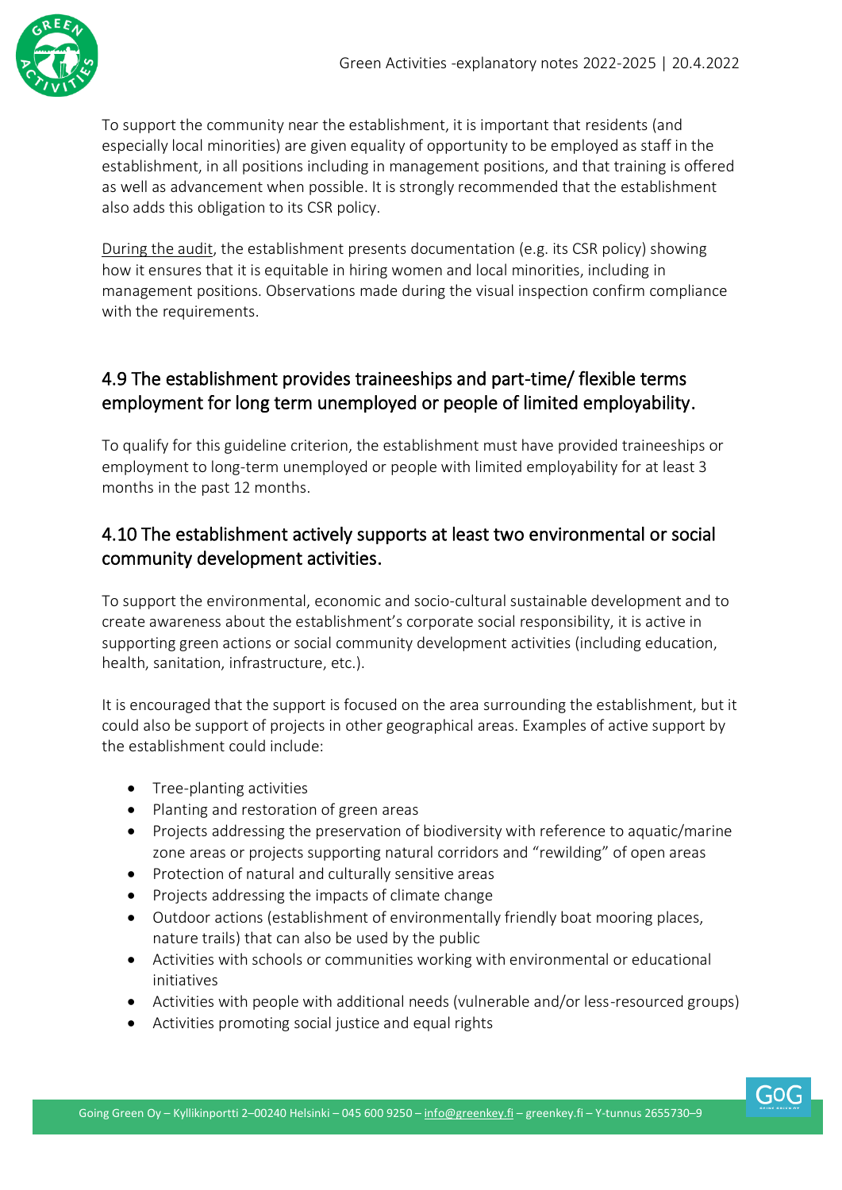To support the community near the establishment, it is important that residents (and especially local minorities) are given equality of opportunity to be employed as staff in the establishment, in all positions including in management positions, and that training is offered as well as advancement when possible. It is strongly recommended that the establishment also adds this obligation to its CSR policy.

During the audit, the establishment presents documentation (e.g. its CSR policy) showing how it ensures that it is equitable in hiring women and local minorities, including in management positions. Observations made during the visual inspection confirm compliance with the requirements.

## 4.9 The establishment provides traineeships and part-time/ flexible terms employment for long term unemployed or people of limited employability.

To qualify for this guideline criterion, the establishment must have provided traineeships or employment to long-term unemployed or people with limited employability for at least 3 months in the past 12 months.

## 4.10 The establishment actively supports at least two environmental or social community development activities.

To support the environmental, economic and socio-cultural sustainable development and to create awareness about the establishment's corporate social responsibility, it is active in supporting green actions or social community development activities (including education, health, sanitation, infrastructure, etc.).

It is encouraged that the support is focused on the area surrounding the establishment, but it could also be support of projects in other geographical areas. Examples of active support by the establishment could include:

- Tree-planting activities
- Planting and restoration of green areas
- Projects addressing the preservation of biodiversity with reference to aquatic/marine zone areas or projects supporting natural corridors and "rewilding" of open areas
- Protection of natural and culturally sensitive areas
- Projects addressing the impacts of climate change
- Outdoor actions (establishment of environmentally friendly boat mooring places, nature trails) that can also be used by the public
- Activities with schools or communities working with environmental or educational initiatives
- Activities with people with additional needs (vulnerable and/or less-resourced groups)
- Activities promoting social justice and equal rights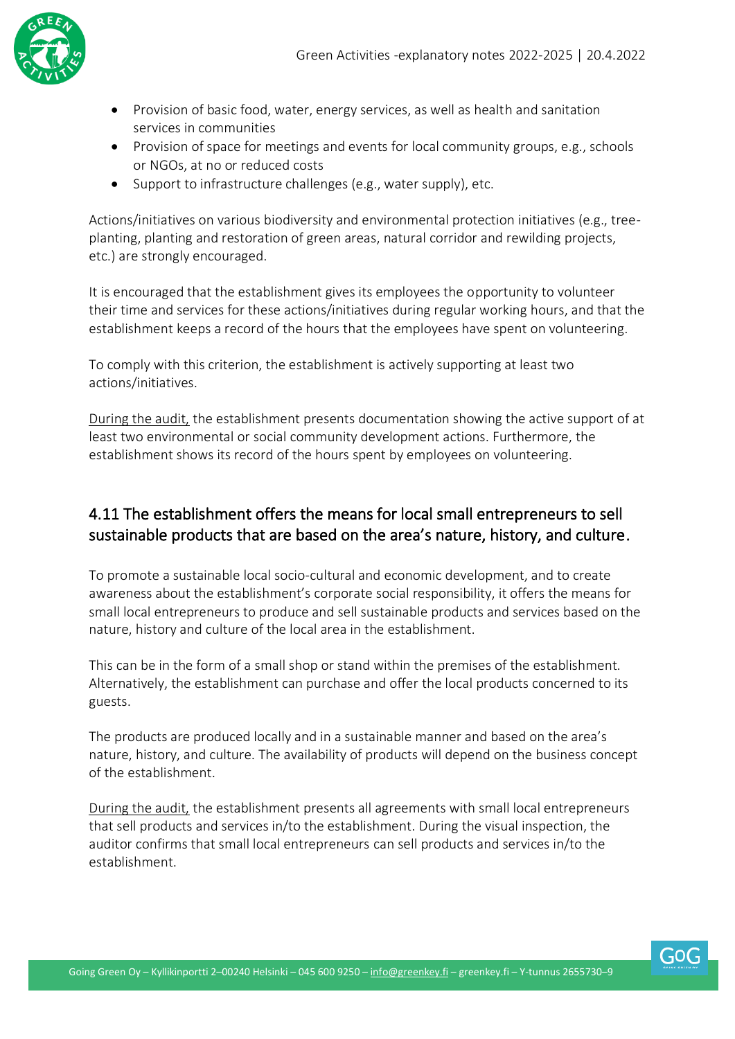- Provision of basic food, water, energy services, as well as health and sanitation services in communities
- Provision of space for meetings and events for local community groups, e.g., schools or NGOs, at no or reduced costs
- Support to infrastructure challenges (e.g., water supply), etc.

Actions/initiatives on various biodiversity and environmental protection initiatives (e.g., tree-planting, planting and restoration of green areas, natural corridor and rewilding projects, etc.) are strongly encouraged.

It is encouraged that the establishment gives its employees the opportunity to volunteer their time and services for these actions/initiatives during regular working hours, and that the establishment keeps a record of the hours that the employees have spent on volunteering.

To comply with this criterion, the establishment is actively supporting at least two actions/initiatives.

During the audit, the establishment presents documentation showing the active support of at least two environmental or social community development actions. Furthermore, the establishment shows its record of the hours spent by employees on volunteering.

## 4.11 The establishment offers the means for local small entrepreneurs to sell sustainable products that are based on the area's nature, history, and culture.

To promote a sustainable local socio-cultural and economic development, and to create awareness about the establishment's corporate social responsibility, it offers the means for small local entrepreneurs to produce and sell sustainable products and services based on the nature, history and culture of the local area in the establishment.

This can be in the form of a small shop or stand within the premises of the establishment. Alternatively, the establishment can purchase and offer the local products concerned to its guests.

The products are produced locally and in a sustainable manner and based on the area's nature, history, and culture. The availability of products will depend on the business concept of the establishment.

During the audit, the establishment presents all agreements with small local entrepreneurs that sell products and services in/to the establishment. During the visual inspection, the auditor confirms that small local entrepreneurs can sell products and services in/to the establishment.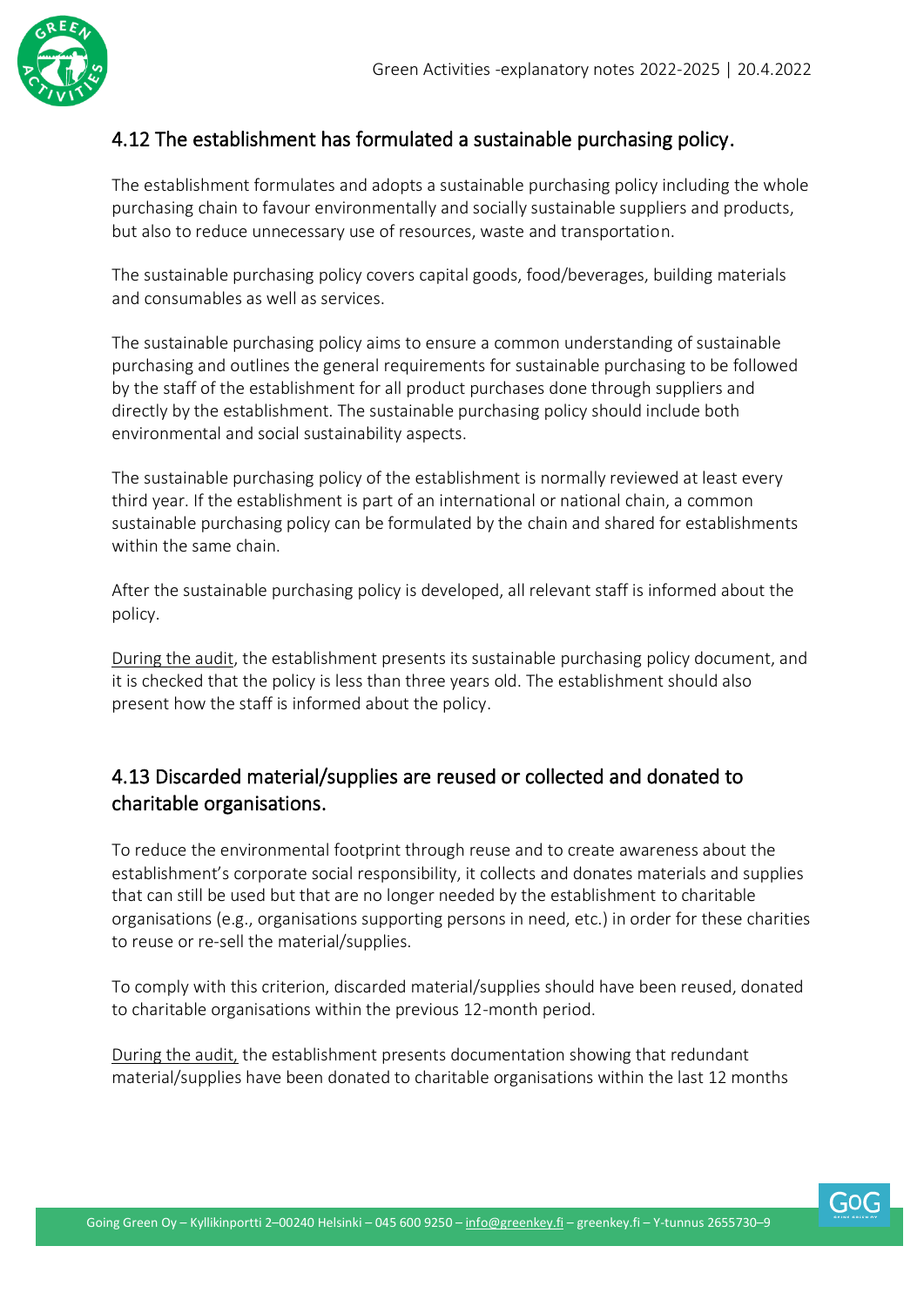## 4.12 The establishment has formulated a sustainable purchasing policy.

The establishment formulates and adopts a sustainable purchasing policy including the whole purchasing chain to favour environmentally and socially sustainable suppliers and products, but also to reduce unnecessary use of resources, waste and transportation.

The sustainable purchasing policy covers capital goods, food/beverages, building materials and consumables as well as services.

The sustainable purchasing policy aims to ensure a common understanding of sustainable purchasing and outlines the general requirements for sustainable purchasing to be followed by the staff of the establishment for all product purchases done through suppliers and directly by the establishment. The sustainable purchasing policy should include both environmental and social sustainability aspects.

The sustainable purchasing policy of the establishment is normally reviewed at least every third year. If the establishment is part of an international or national chain, a common sustainable purchasing policy can be formulated by the chain and shared for establishments within the same chain.

After the sustainable purchasing policy is developed, all relevant staff is informed about the policy.

During the audit, the establishment presents its sustainable purchasing policy document, and it is checked that the policy is less than three years old. The establishment should also present how the staff is informed about the policy.

## 4.13 Discarded material/supplies are reused or collected and donated to charitable organisations.

To reduce the environmental footprint through reuse and to create awareness about the establishment's corporate social responsibility, it collects and donates materials and supplies that can still be used but that are no longer needed by the establishment to charitable organisations (e.g., organisations supporting persons in need, etc.) in order for these charities to reuse or re-sell the material/supplies.

To comply with this criterion, discarded material/supplies should have been reused, donated to charitable organisations within the previous 12-month period.

During the audit, the establishment presents documentation showing that redundant material/supplies have been donated to charitable organisations within the last 12 months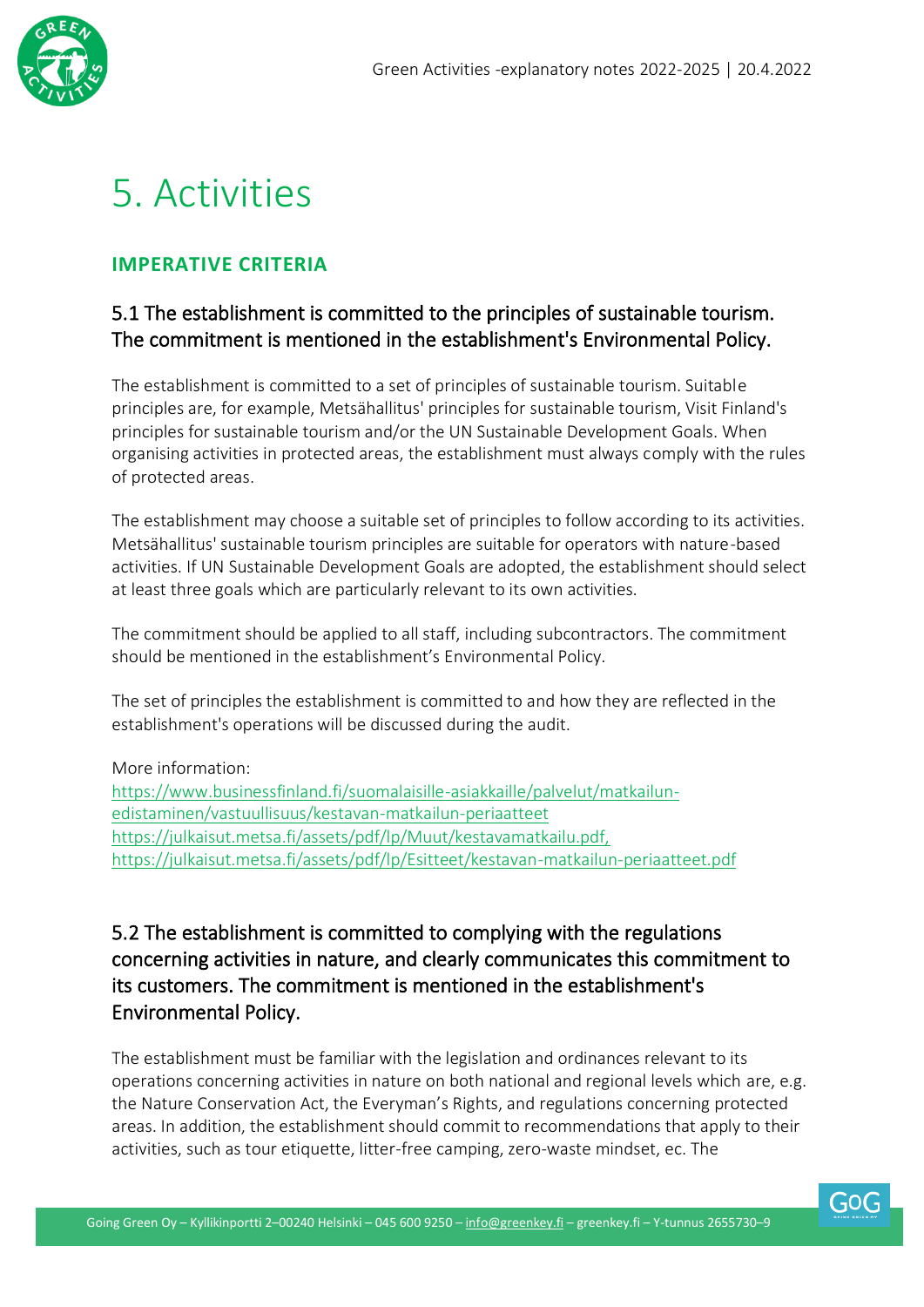# 5. Activities

## IMPERATIVE CRITERIA

### 5.1 The establishment is committed to the principles of sustainable tourism. The commitment is mentioned in the establishment's Environmental Policy.

The establishment is committed to a set of principles of sustainable tourism. Suitable principles are, for example, Metsähallitus' principles for sustainable tourism, Visit Finland's principles for sustainable tourism and/or the UN Sustainable Development Goals. When organising activities in protected areas, the establishment must always comply with the rules of protected areas.

The establishment may choose a suitable set of principles to follow according to its activities. Metsähallitus' sustainable tourism principles are suitable for operators with nature-based activities. If UN Sustainable Development Goals are adopted, the establishment should select at least three goals which are particularly relevant to its own activities.

The commitment should be applied to all staff, including subcontractors. The commitment should be mentioned in the establishment's Environmental Policy.

The set of principles the establishment is committed to and how they are reflected in the establishment's operations will be discussed during the audit.

More information:
https://www.businessfinland.fi/suomalaisille-asiakkaille/palvelut/matkailun-edistaminen/vastuullisuus/kestavan-matkailun-periaatteet
https://julkaisut.metsa.fi/assets/pdf/lp/Muut/kestavamatkailu.pdf,
https://julkaisut.metsa.fi/assets/pdf/lp/Esitteet/kestavan-matkailun-periaatteet.pdf

### 5.2 The establishment is committed to complying with the regulations concerning activities in nature, and clearly communicates this commitment to its customers. The commitment is mentioned in the establishment's Environmental Policy.

The establishment must be familiar with the legislation and ordinances relevant to its operations concerning activities in nature on both national and regional levels which are, e.g. the Nature Conservation Act, the Everyman's Rights, and regulations concerning protected areas. In addition, the establishment should commit to recommendations that apply to their activities, such as tour etiquette, litter-free camping, zero-waste mindset, ec. The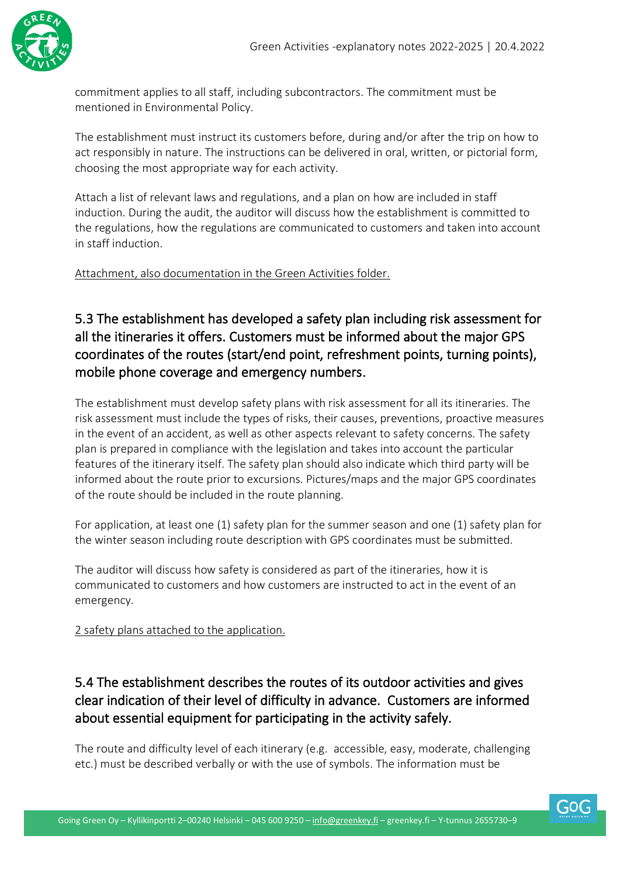commitment applies to all staff, including subcontractors. The commitment must be mentioned in Environmental Policy.

The establishment must instruct its customers before, during and/or after the trip on how to act responsibly in nature. The instructions can be delivered in oral, written, or pictorial form, choosing the most appropriate way for each activity.

Attach a list of relevant laws and regulations, and a plan on how are included in staff induction. During the audit, the auditor will discuss how the establishment is committed to the regulations, how the regulations are communicated to customers and taken into account in staff induction.

Attachment, also documentation in the Green Activities folder.

## 5.3 The establishment has developed a safety plan including risk assessment for all the itineraries it offers. Customers must be informed about the major GPS coordinates of the routes (start/end point, refreshment points, turning points), mobile phone coverage and emergency numbers.

The establishment must develop safety plans with risk assessment for all its itineraries. The risk assessment must include the types of risks, their causes, preventions, proactive measures in the event of an accident, as well as other aspects relevant to safety concerns. The safety plan is prepared in compliance with the legislation and takes into account the particular features of the itinerary itself. The safety plan should also indicate which third party will be informed about the route prior to excursions. Pictures/maps and the major GPS coordinates of the route should be included in the route planning.

For application, at least one (1) safety plan for the summer season and one (1) safety plan for the winter season including route description with GPS coordinates must be submitted.

The auditor will discuss how safety is considered as part of the itineraries, how it is communicated to customers and how customers are instructed to act in the event of an emergency.

2 safety plans attached to the application.

## 5.4 The establishment describes the routes of its outdoor activities and gives clear indication of their level of difficulty in advance. Customers are informed about essential equipment for participating in the activity safely.

The route and difficulty level of each itinerary (e.g. accessible, easy, moderate, challenging etc.) must be described verbally or with the use of symbols. The information must be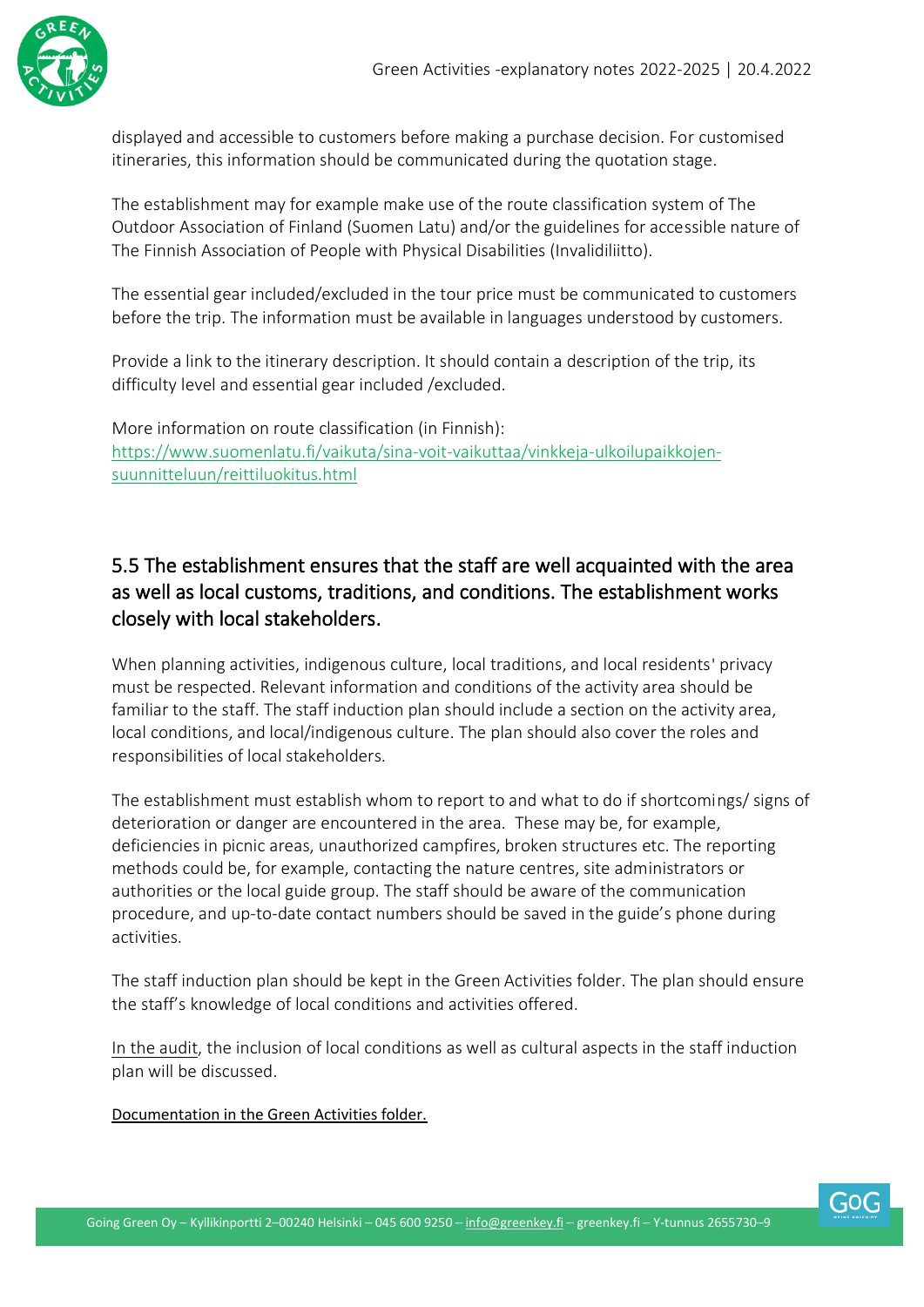displayed and accessible to customers before making a purchase decision. For customised itineraries, this information should be communicated during the quotation stage.

The establishment may for example make use of the route classification system of The Outdoor Association of Finland (Suomen Latu) and/or the guidelines for accessible nature of The Finnish Association of People with Physical Disabilities (Invalidiliitto).

The essential gear included/excluded in the tour price must be communicated to customers before the trip. The information must be available in languages understood by customers.

Provide a link to the itinerary description. It should contain a description of the trip, its difficulty level and essential gear included /excluded.

More information on route classification (in Finnish):
[https://www.suomenlatu.fi/vaikuta/sina-voit-vaikuttaa/vinkkeja-ulkoilupaikkojen-suunnitteluun/reittiluokitus.html](https://www.suomenlatu.fi/vaikuta/sina-voit-vaikuttaa/vinkkeja-ulkoilupaikkojen-suunnitteluun/reittiluokitus.html)

## 5.5 The establishment ensures that the staff are well acquainted with the area as well as local customs, traditions, and conditions. The establishment works closely with local stakeholders.

When planning activities, indigenous culture, local traditions, and local residents' privacy must be respected. Relevant information and conditions of the activity area should be familiar to the staff. The staff induction plan should include a section on the activity area, local conditions, and local/indigenous culture. The plan should also cover the roles and responsibilities of local stakeholders.

The establishment must establish whom to report to and what to do if shortcomings/ signs of deterioration or danger are encountered in the area. These may be, for example, deficiencies in picnic areas, unauthorized campfires, broken structures etc. The reporting methods could be, for example, contacting the nature centres, site administrators or authorities or the local guide group. The staff should be aware of the communication procedure, and up-to-date contact numbers should be saved in the guide's phone during activities.

The staff induction plan should be kept in the Green Activities folder. The plan should ensure the staff's knowledge of local conditions and activities offered.

<u>In the audit</u>, the inclusion of local conditions as well as cultural aspects in the staff induction plan will be discussed.

<u>Documentation in the Green Activities folder.</u>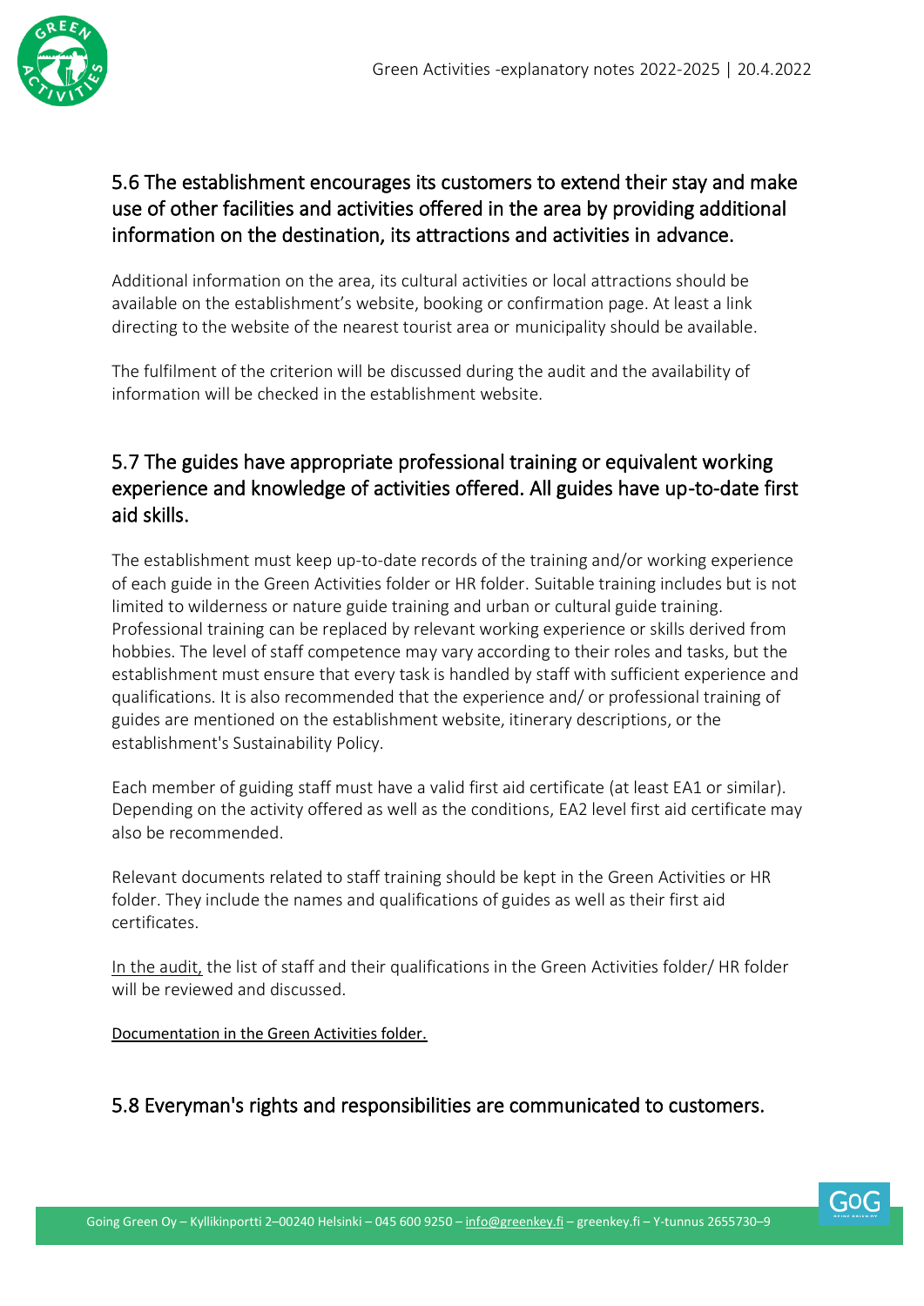## 5.6 The establishment encourages its customers to extend their stay and make use of other facilities and activities offered in the area by providing additional information on the destination, its attractions and activities in advance.

Additional information on the area, its cultural activities or local attractions should be available on the establishment's website, booking or confirmation page. At least a link directing to the website of the nearest tourist area or municipality should be available.

The fulfilment of the criterion will be discussed during the audit and the availability of information will be checked in the establishment website.

## 5.7 The guides have appropriate professional training or equivalent working experience and knowledge of activities offered. All guides have up-to-date first aid skills.

The establishment must keep up-to-date records of the training and/or working experience of each guide in the Green Activities folder or HR folder. Suitable training includes but is not limited to wilderness or nature guide training and urban or cultural guide training. Professional training can be replaced by relevant working experience or skills derived from hobbies. The level of staff competence may vary according to their roles and tasks, but the establishment must ensure that every task is handled by staff with sufficient experience and qualifications. It is also recommended that the experience and/ or professional training of guides are mentioned on the establishment website, itinerary descriptions, or the establishment's Sustainability Policy.

Each member of guiding staff must have a valid first aid certificate (at least EA1 or similar). Depending on the activity offered as well as the conditions, EA2 level first aid certificate may also be recommended.

Relevant documents related to staff training should be kept in the Green Activities or HR folder. They include the names and qualifications of guides as well as their first aid certificates.

In the audit, the list of staff and their qualifications in the Green Activities folder/ HR folder will be reviewed and discussed.

Documentation in the Green Activities folder.

## 5.8 Everyman's rights and responsibilities are communicated to customers.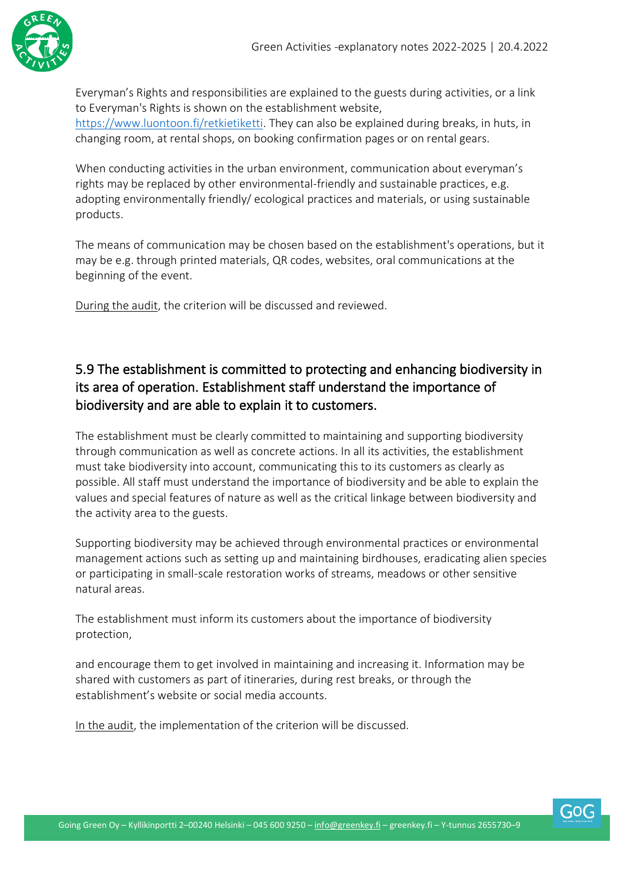Everyman's Rights and responsibilities are explained to the guests during activities, or a link to Everyman's Rights is shown on the establishment website, https://www.luontoon.fi/retkietiketti. They can also be explained during breaks, in huts, in changing room, at rental shops, on booking confirmation pages or on rental gears.

When conducting activities in the urban environment, communication about everyman's rights may be replaced by other environmental-friendly and sustainable practices, e.g. adopting environmentally friendly/ ecological practices and materials, or using sustainable products.

The means of communication may be chosen based on the establishment's operations, but it may be e.g. through printed materials, QR codes, websites, oral communications at the beginning of the event.

During the audit, the criterion will be discussed and reviewed.

## 5.9 The establishment is committed to protecting and enhancing biodiversity in its area of operation. Establishment staff understand the importance of biodiversity and are able to explain it to customers.

The establishment must be clearly committed to maintaining and supporting biodiversity through communication as well as concrete actions. In all its activities, the establishment must take biodiversity into account, communicating this to its customers as clearly as possible. All staff must understand the importance of biodiversity and be able to explain the values and special features of nature as well as the critical linkage between biodiversity and the activity area to the guests.

Supporting biodiversity may be achieved through environmental practices or environmental management actions such as setting up and maintaining birdhouses, eradicating alien species or participating in small-scale restoration works of streams, meadows or other sensitive natural areas.

The establishment must inform its customers about the importance of biodiversity protection,

and encourage them to get involved in maintaining and increasing it. Information may be shared with customers as part of itineraries, during rest breaks, or through the establishment's website or social media accounts.

In the audit, the implementation of the criterion will be discussed.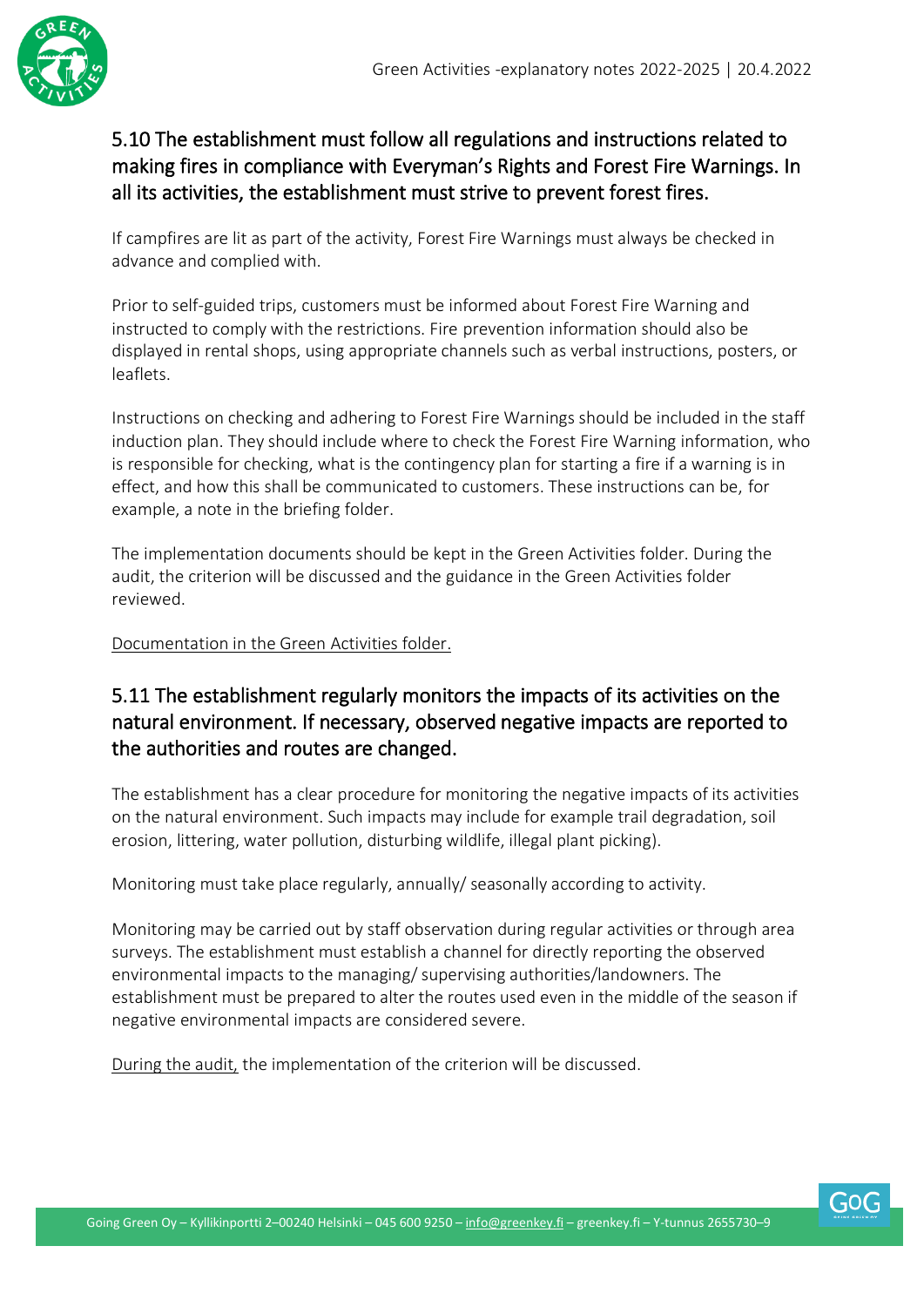## 5.10 The establishment must follow all regulations and instructions related to making fires in compliance with Everyman's Rights and Forest Fire Warnings. In all its activities, the establishment must strive to prevent forest fires.

If campfires are lit as part of the activity, Forest Fire Warnings must always be checked in advance and complied with.

Prior to self-guided trips, customers must be informed about Forest Fire Warning and instructed to comply with the restrictions. Fire prevention information should also be displayed in rental shops, using appropriate channels such as verbal instructions, posters, or leaflets.

Instructions on checking and adhering to Forest Fire Warnings should be included in the staff induction plan. They should include where to check the Forest Fire Warning information, who is responsible for checking, what is the contingency plan for starting a fire if a warning is in effect, and how this shall be communicated to customers. These instructions can be, for example, a note in the briefing folder.

The implementation documents should be kept in the Green Activities folder. During the audit, the criterion will be discussed and the guidance in the Green Activities folder reviewed.

Documentation in the Green Activities folder.

## 5.11 The establishment regularly monitors the impacts of its activities on the natural environment. If necessary, observed negative impacts are reported to the authorities and routes are changed.

The establishment has a clear procedure for monitoring the negative impacts of its activities on the natural environment. Such impacts may include for example trail degradation, soil erosion, littering, water pollution, disturbing wildlife, illegal plant picking).

Monitoring must take place regularly, annually/ seasonally according to activity.

Monitoring may be carried out by staff observation during regular activities or through area surveys. The establishment must establish a channel for directly reporting the observed environmental impacts to the managing/ supervising authorities/landowners. The establishment must be prepared to alter the routes used even in the middle of the season if negative environmental impacts are considered severe.

During the audit, the implementation of the criterion will be discussed.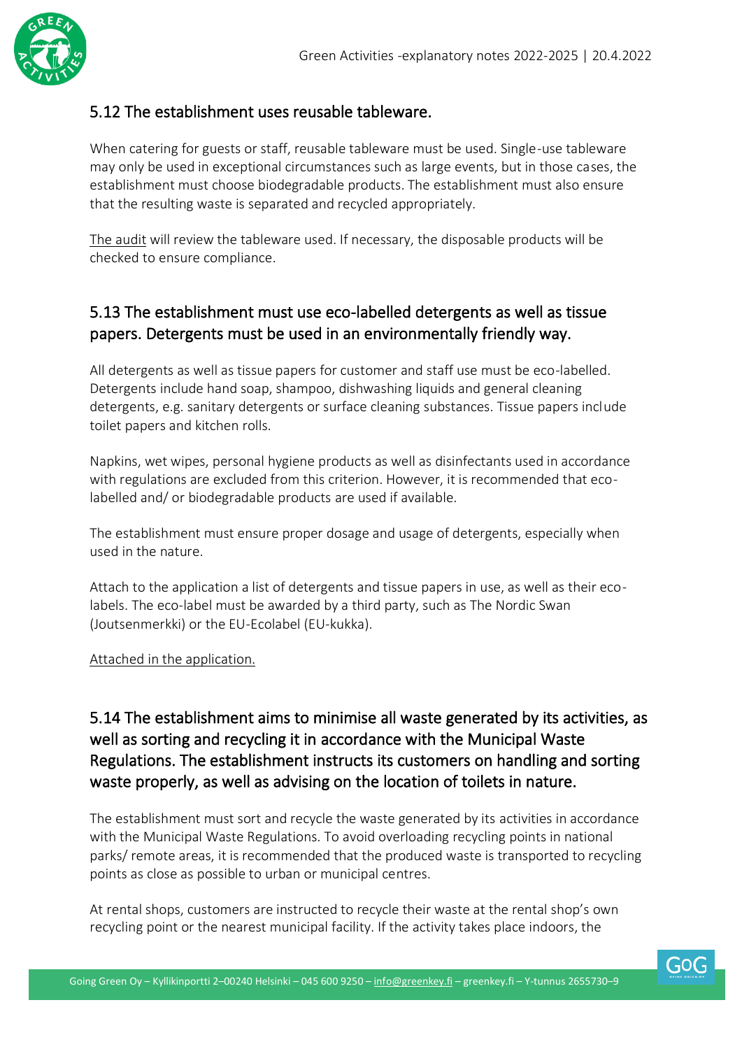## 5.12 The establishment uses reusable tableware.

When catering for guests or staff, reusable tableware must be used. Single-use tableware may only be used in exceptional circumstances such as large events, but in those cases, the establishment must choose biodegradable products. The establishment must also ensure that the resulting waste is separated and recycled appropriately.

The audit will review the tableware used. If necessary, the disposable products will be checked to ensure compliance.

## 5.13 The establishment must use eco-labelled detergents as well as tissue papers. Detergents must be used in an environmentally friendly way.

All detergents as well as tissue papers for customer and staff use must be eco-labelled. Detergents include hand soap, shampoo, dishwashing liquids and general cleaning detergents, e.g. sanitary detergents or surface cleaning substances. Tissue papers include toilet papers and kitchen rolls.

Napkins, wet wipes, personal hygiene products as well as disinfectants used in accordance with regulations are excluded from this criterion. However, it is recommended that eco-labelled and/ or biodegradable products are used if available.

The establishment must ensure proper dosage and usage of detergents, especially when used in the nature.

Attach to the application a list of detergents and tissue papers in use, as well as their eco-labels. The eco-label must be awarded by a third party, such as The Nordic Swan (Joutsenmerkki) or the EU-Ecolabel (EU-kukka).

Attached in the application.

## 5.14 The establishment aims to minimise all waste generated by its activities, as well as sorting and recycling it in accordance with the Municipal Waste Regulations. The establishment instructs its customers on handling and sorting waste properly, as well as advising on the location of toilets in nature.

The establishment must sort and recycle the waste generated by its activities in accordance with the Municipal Waste Regulations. To avoid overloading recycling points in national parks/ remote areas, it is recommended that the produced waste is transported to recycling points as close as possible to urban or municipal centres.

At rental shops, customers are instructed to recycle their waste at the rental shop's own recycling point or the nearest municipal facility. If the activity takes place indoors, the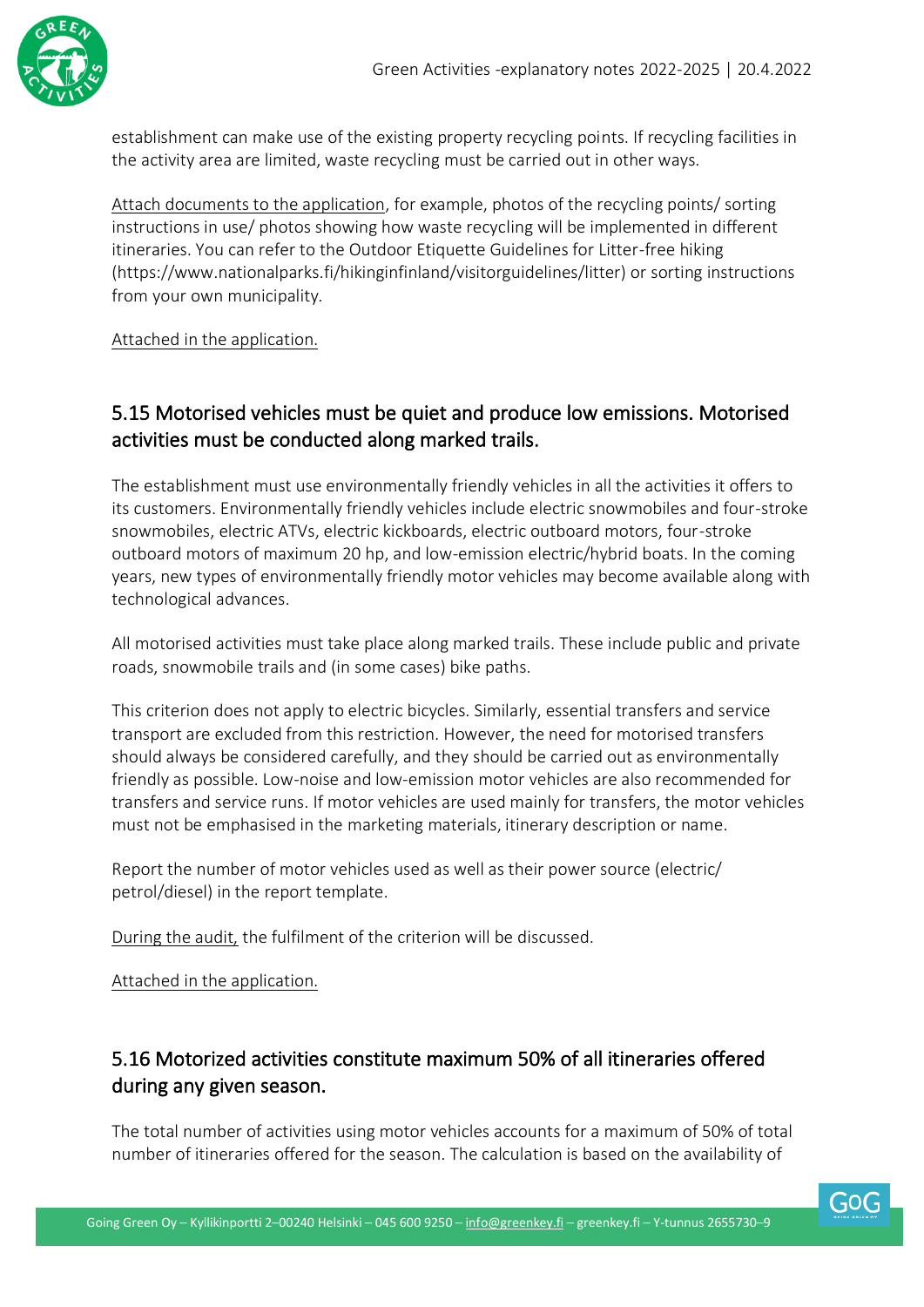establishment can make use of the existing property recycling points. If recycling facilities in the activity area are limited, waste recycling must be carried out in other ways.

Attach documents to the application, for example, photos of the recycling points/ sorting instructions in use/ photos showing how waste recycling will be implemented in different itineraries. You can refer to the Outdoor Etiquette Guidelines for Litter-free hiking (https://www.nationalparks.fi/hikinginfinland/visitorguidelines/litter) or sorting instructions from your own municipality.

Attached in the application.

## 5.15 Motorised vehicles must be quiet and produce low emissions. Motorised activities must be conducted along marked trails.

The establishment must use environmentally friendly vehicles in all the activities it offers to its customers. Environmentally friendly vehicles include electric snowmobiles and four-stroke snowmobiles, electric ATVs, electric kickboards, electric outboard motors, four-stroke outboard motors of maximum 20 hp, and low-emission electric/hybrid boats. In the coming years, new types of environmentally friendly motor vehicles may become available along with technological advances.

All motorised activities must take place along marked trails. These include public and private roads, snowmobile trails and (in some cases) bike paths.

This criterion does not apply to electric bicycles. Similarly, essential transfers and service transport are excluded from this restriction. However, the need for motorised transfers should always be considered carefully, and they should be carried out as environmentally friendly as possible. Low-noise and low-emission motor vehicles are also recommended for transfers and service runs. If motor vehicles are used mainly for transfers, the motor vehicles must not be emphasised in the marketing materials, itinerary description or name.

Report the number of motor vehicles used as well as their power source (electric/ petrol/diesel) in the report template.

During the audit, the fulfilment of the criterion will be discussed.

Attached in the application.

## 5.16 Motorized activities constitute maximum 50% of all itineraries offered during any given season.

The total number of activities using motor vehicles accounts for a maximum of 50% of total number of itineraries offered for the season. The calculation is based on the availability of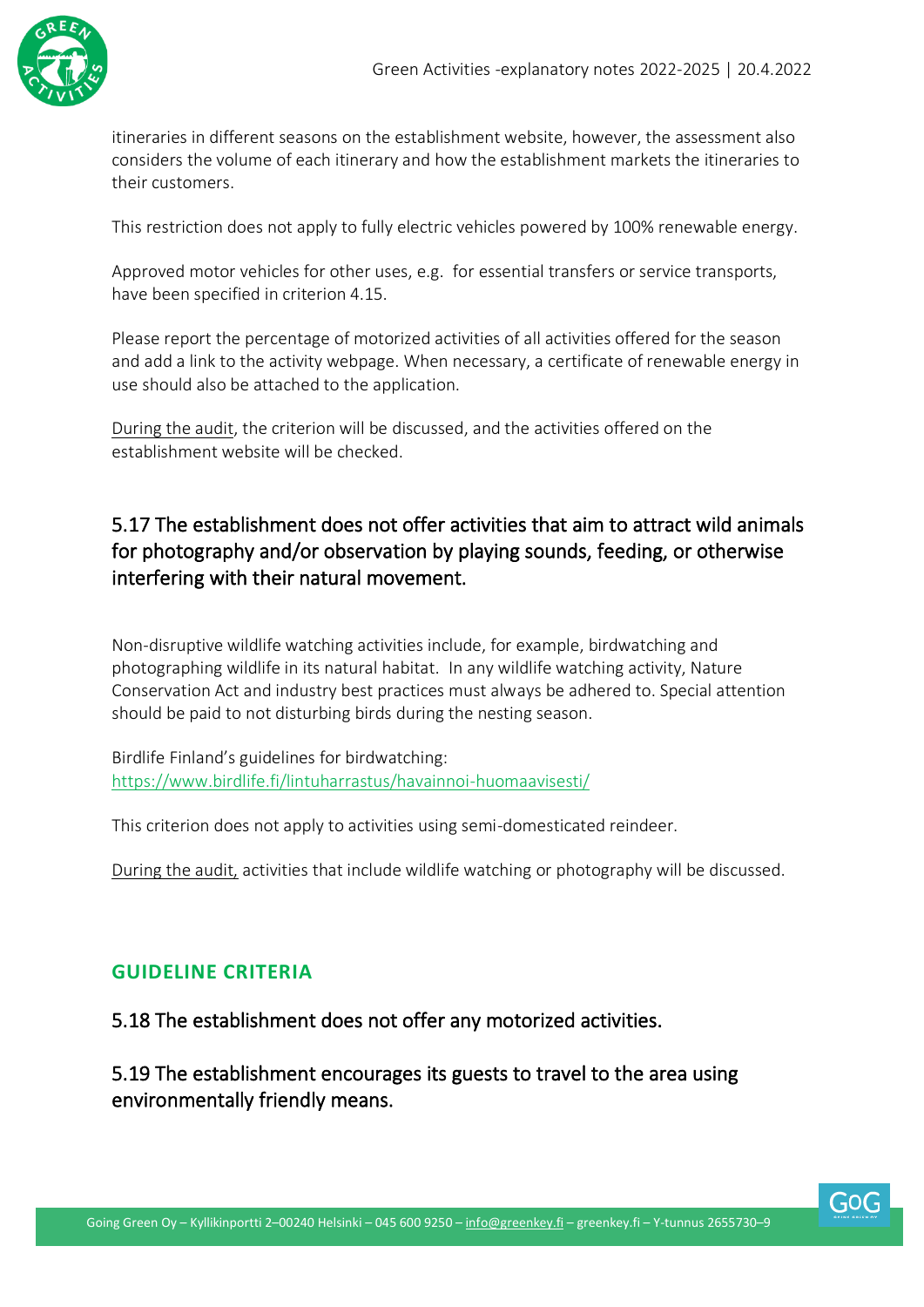itineraries in different seasons on the establishment website, however, the assessment also considers the volume of each itinerary and how the establishment markets the itineraries to their customers.

This restriction does not apply to fully electric vehicles powered by 100% renewable energy.

Approved motor vehicles for other uses, e.g. for essential transfers or service transports, have been specified in criterion 4.15.

Please report the percentage of motorized activities of all activities offered for the season and add a link to the activity webpage. When necessary, a certificate of renewable energy in use should also be attached to the application.

During the audit, the criterion will be discussed, and the activities offered on the establishment website will be checked.

### 5.17 The establishment does not offer activities that aim to attract wild animals for photography and/or observation by playing sounds, feeding, or otherwise interfering with their natural movement.

Non-disruptive wildlife watching activities include, for example, birdwatching and photographing wildlife in its natural habitat. In any wildlife watching activity, Nature Conservation Act and industry best practices must always be adhered to. Special attention should be paid to not disturbing birds during the nesting season.

Birdlife Finland's guidelines for birdwatching:
https://www.birdlife.fi/lintuharrastus/havainnoi-huomaavisesti/

This criterion does not apply to activities using semi-domesticated reindeer.

During the audit, activities that include wildlife watching or photography will be discussed.

## GUIDELINE CRITERIA

### 5.18 The establishment does not offer any motorized activities.

### 5.19 The establishment encourages its guests to travel to the area using environmentally friendly means.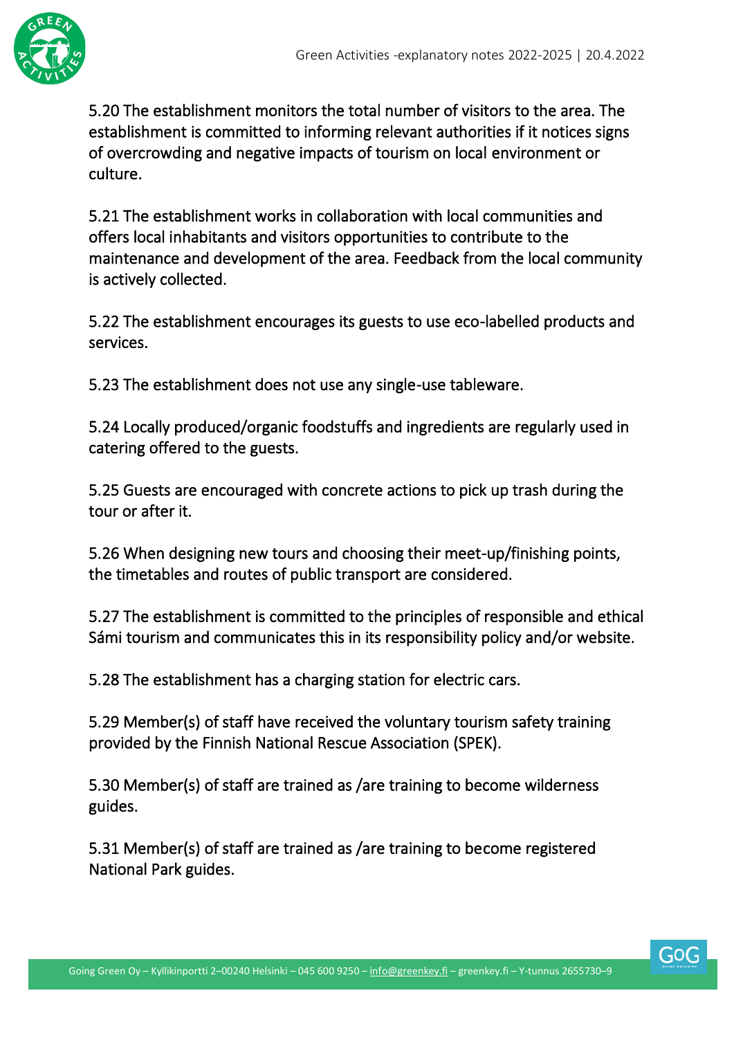5.20 The establishment monitors the total number of visitors to the area. The establishment is committed to informing relevant authorities if it notices signs of overcrowding and negative impacts of tourism on local environment or culture.

5.21 The establishment works in collaboration with local communities and offers local inhabitants and visitors opportunities to contribute to the maintenance and development of the area. Feedback from the local community is actively collected.

5.22 The establishment encourages its guests to use eco-labelled products and services.

5.23 The establishment does not use any single-use tableware.

5.24 Locally produced/organic foodstuffs and ingredients are regularly used in catering offered to the guests.

5.25 Guests are encouraged with concrete actions to pick up trash during the tour or after it.

5.26 When designing new tours and choosing their meet-up/finishing points, the timetables and routes of public transport are considered.

5.27 The establishment is committed to the principles of responsible and ethical Sámi tourism and communicates this in its responsibility policy and/or website.

5.28 The establishment has a charging station for electric cars.

5.29 Member(s) of staff have received the voluntary tourism safety training provided by the Finnish National Rescue Association (SPEK).

5.30 Member(s) of staff are trained as /are training to become wilderness guides.

5.31 Member(s) of staff are trained as /are training to become registered National Park guides.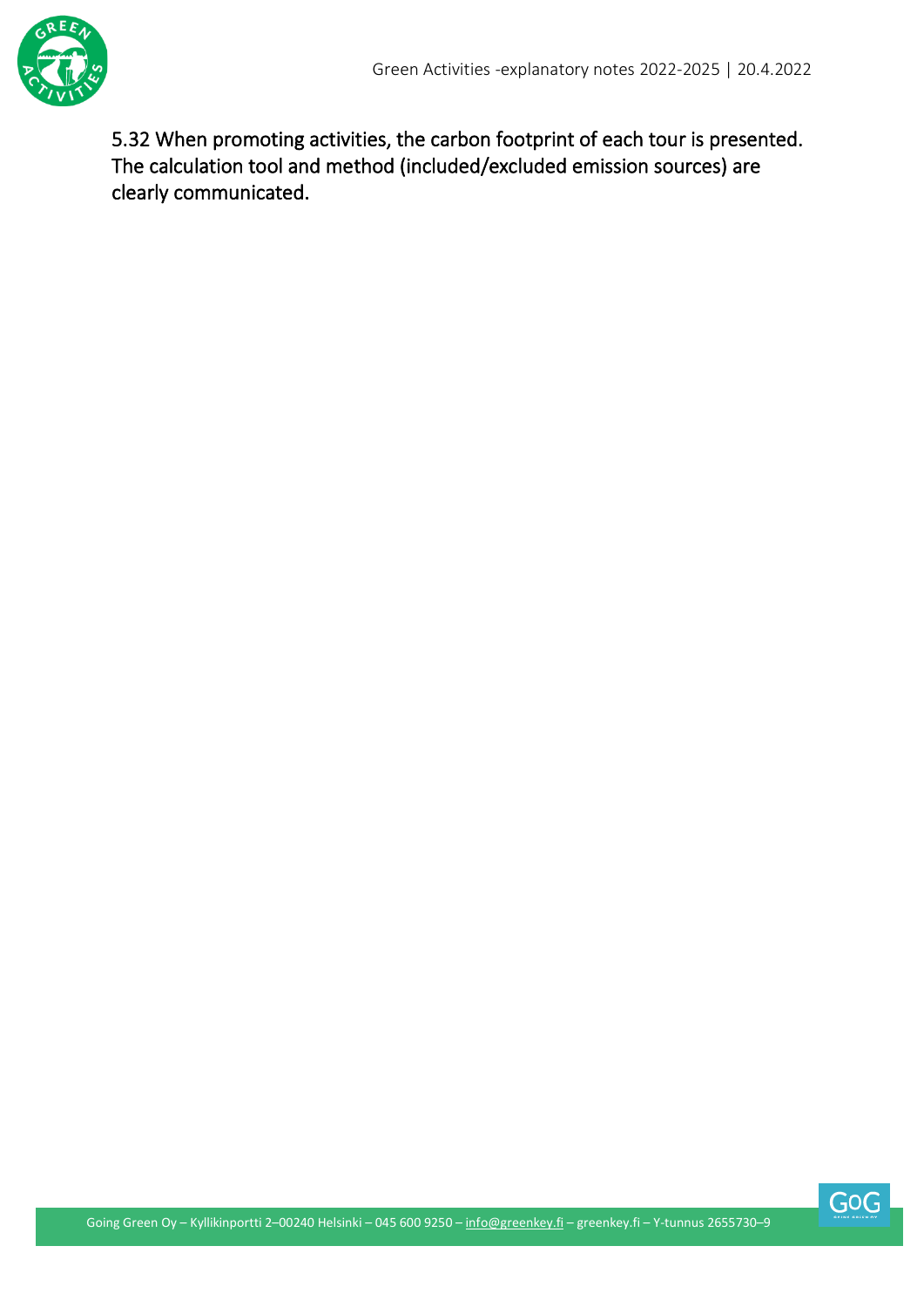5.32 When promoting activities, the carbon footprint of each tour is presented. The calculation tool and method (included/excluded emission sources) are clearly communicated.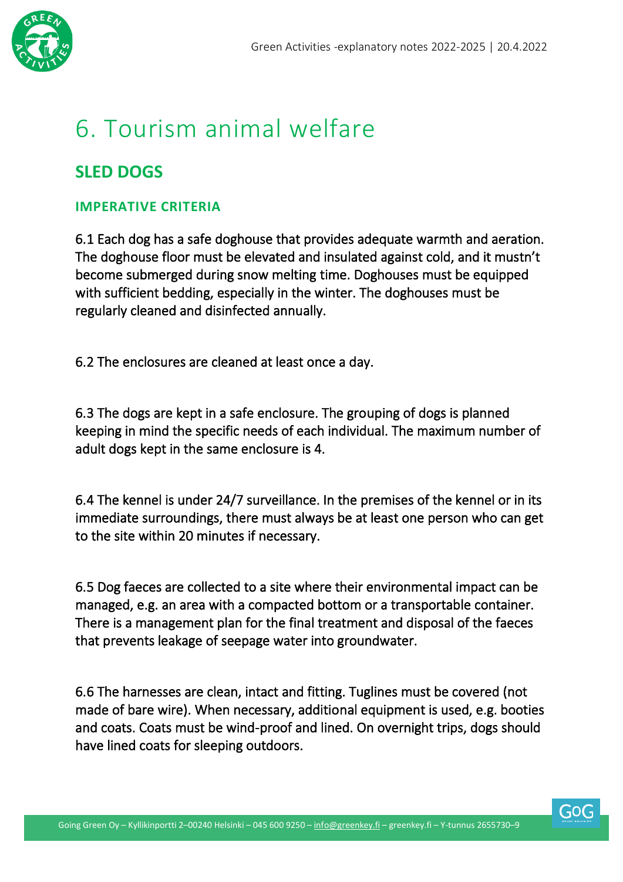# 6. Tourism animal welfare

## SLED DOGS

### IMPERATIVE CRITERIA

6.1 Each dog has a safe doghouse that provides adequate warmth and aeration. The doghouse floor must be elevated and insulated against cold, and it mustn't become submerged during snow melting time. Doghouses must be equipped with sufficient bedding, especially in the winter. The doghouses must be regularly cleaned and disinfected annually.

6.2 The enclosures are cleaned at least once a day.

6.3 The dogs are kept in a safe enclosure. The grouping of dogs is planned keeping in mind the specific needs of each individual. The maximum number of adult dogs kept in the same enclosure is 4.

6.4 The kennel is under 24/7 surveillance. In the premises of the kennel or in its immediate surroundings, there must always be at least one person who can get to the site within 20 minutes if necessary.

6.5 Dog faeces are collected to a site where their environmental impact can be managed, e.g. an area with a compacted bottom or a transportable container. There is a management plan for the final treatment and disposal of the faeces that prevents leakage of seepage water into groundwater.

6.6 The harnesses are clean, intact and fitting. Tuglines must be covered (not made of bare wire). When necessary, additional equipment is used, e.g. booties and coats. Coats must be wind-proof and lined. On overnight trips, dogs should have lined coats for sleeping outdoors.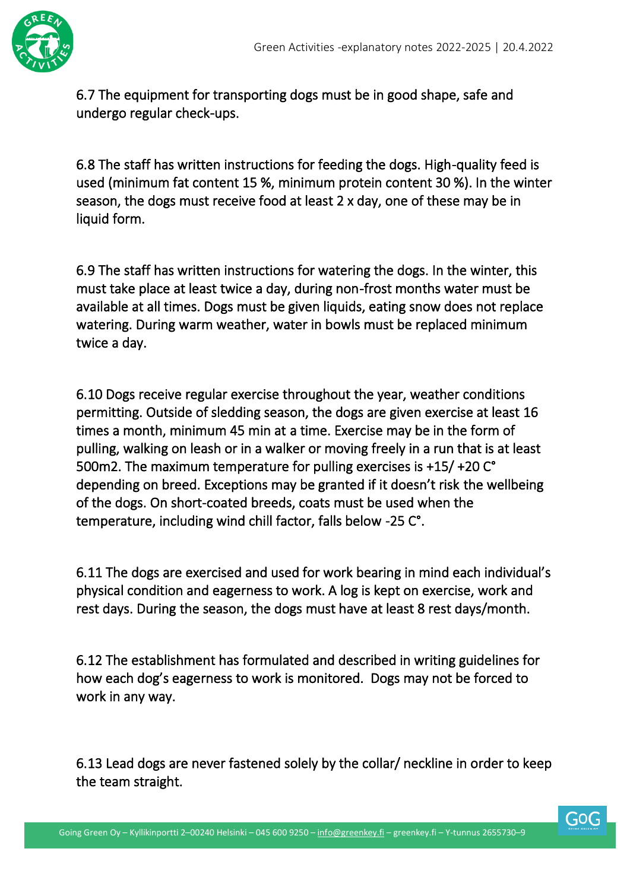6.7 The equipment for transporting dogs must be in good shape, safe and undergo regular check-ups.

6.8 The staff has written instructions for feeding the dogs. High-quality feed is used (minimum fat content 15 %, minimum protein content 30 %). In the winter season, the dogs must receive food at least 2 x day, one of these may be in liquid form.

6.9 The staff has written instructions for watering the dogs. In the winter, this must take place at least twice a day, during non-frost months water must be available at all times. Dogs must be given liquids, eating snow does not replace watering. During warm weather, water in bowls must be replaced minimum twice a day.

6.10 Dogs receive regular exercise throughout the year, weather conditions permitting. Outside of sledding season, the dogs are given exercise at least 16 times a month, minimum 45 min at a time. Exercise may be in the form of pulling, walking on leash or in a walker or moving freely in a run that is at least 500m2. The maximum temperature for pulling exercises is +15/ +20 C° depending on breed. Exceptions may be granted if it doesn't risk the wellbeing of the dogs. On short-coated breeds, coats must be used when the temperature, including wind chill factor, falls below -25 C°.

6.11 The dogs are exercised and used for work bearing in mind each individual's physical condition and eagerness to work. A log is kept on exercise, work and rest days. During the season, the dogs must have at least 8 rest days/month.

6.12 The establishment has formulated and described in writing guidelines for how each dog's eagerness to work is monitored. Dogs may not be forced to work in any way.

6.13 Lead dogs are never fastened solely by the collar/ neckline in order to keep the team straight.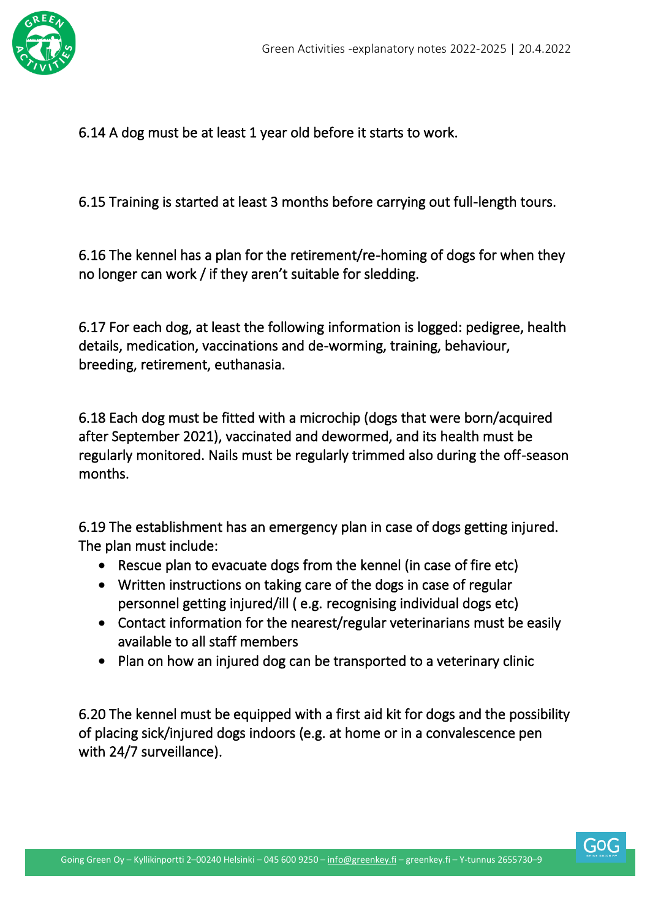6.14 A dog must be at least 1 year old before it starts to work.

6.15 Training is started at least 3 months before carrying out full-length tours.

6.16 The kennel has a plan for the retirement/re-homing of dogs for when they no longer can work / if they aren't suitable for sledding.

6.17 For each dog, at least the following information is logged: pedigree, health details, medication, vaccinations and de-worming, training, behaviour, breeding, retirement, euthanasia.

6.18 Each dog must be fitted with a microchip (dogs that were born/acquired after September 2021), vaccinated and dewormed, and its health must be regularly monitored. Nails must be regularly trimmed also during the off-season months.

6.19 The establishment has an emergency plan in case of dogs getting injured. The plan must include:

- Rescue plan to evacuate dogs from the kennel (in case of fire etc)
- Written instructions on taking care of the dogs in case of regular personnel getting injured/ill ( e.g. recognising individual dogs etc)
- Contact information for the nearest/regular veterinarians must be easily available to all staff members
- Plan on how an injured dog can be transported to a veterinary clinic

6.20 The kennel must be equipped with a first aid kit for dogs and the possibility of placing sick/injured dogs indoors (e.g. at home or in a convalescence pen with 24/7 surveillance).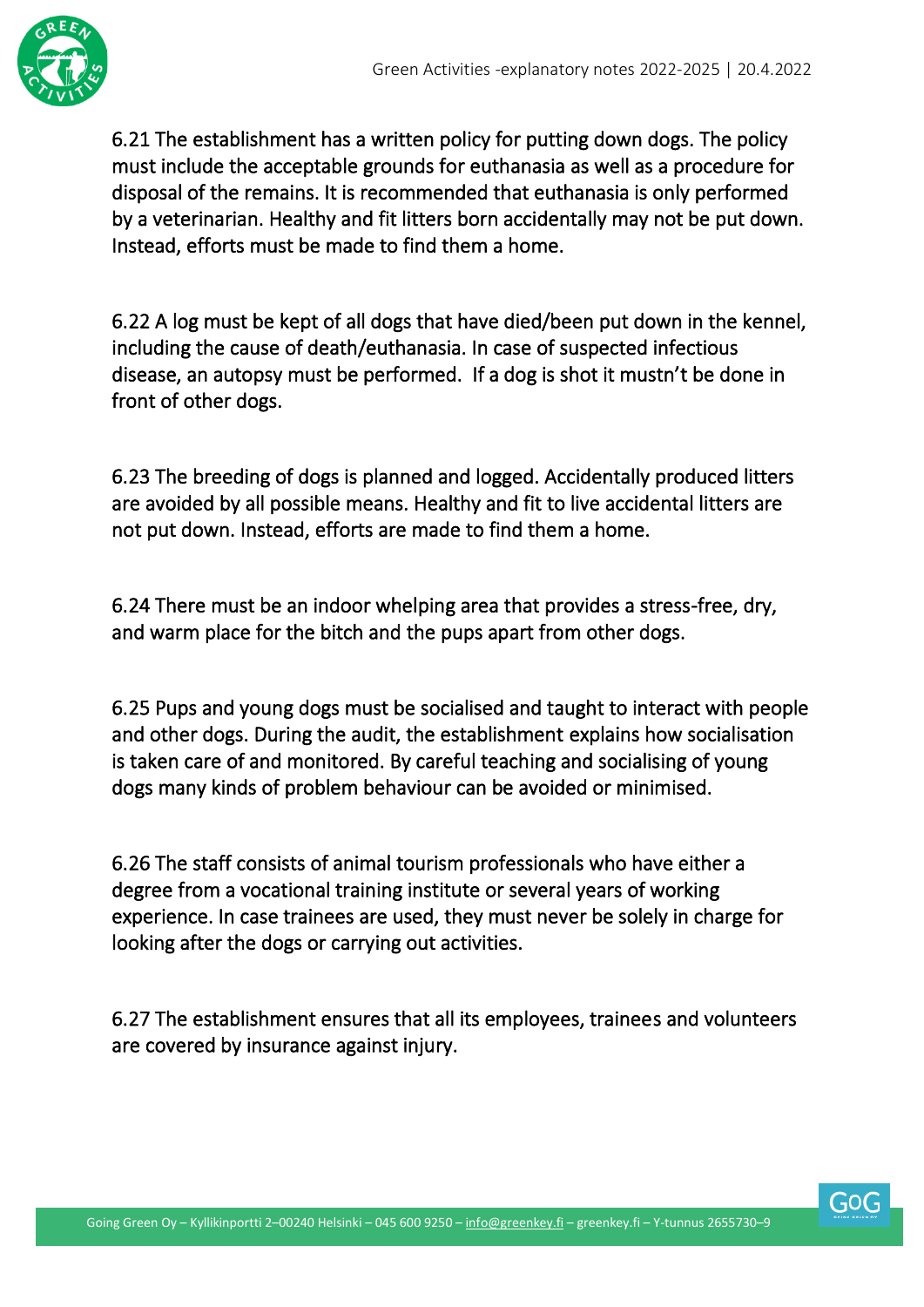6.21 The establishment has a written policy for putting down dogs. The policy must include the acceptable grounds for euthanasia as well as a procedure for disposal of the remains. It is recommended that euthanasia is only performed by a veterinarian. Healthy and fit litters born accidentally may not be put down. Instead, efforts must be made to find them a home.

6.22 A log must be kept of all dogs that have died/been put down in the kennel, including the cause of death/euthanasia. In case of suspected infectious disease, an autopsy must be performed. If a dog is shot it mustn't be done in front of other dogs.

6.23 The breeding of dogs is planned and logged. Accidentally produced litters are avoided by all possible means. Healthy and fit to live accidental litters are not put down. Instead, efforts are made to find them a home.

6.24 There must be an indoor whelping area that provides a stress-free, dry, and warm place for the bitch and the pups apart from other dogs.

6.25 Pups and young dogs must be socialised and taught to interact with people and other dogs. During the audit, the establishment explains how socialisation is taken care of and monitored. By careful teaching and socialising of young dogs many kinds of problem behaviour can be avoided or minimised.

6.26 The staff consists of animal tourism professionals who have either a degree from a vocational training institute or several years of working experience. In case trainees are used, they must never be solely in charge for looking after the dogs or carrying out activities.

6.27 The establishment ensures that all its employees, trainees and volunteers are covered by insurance against injury.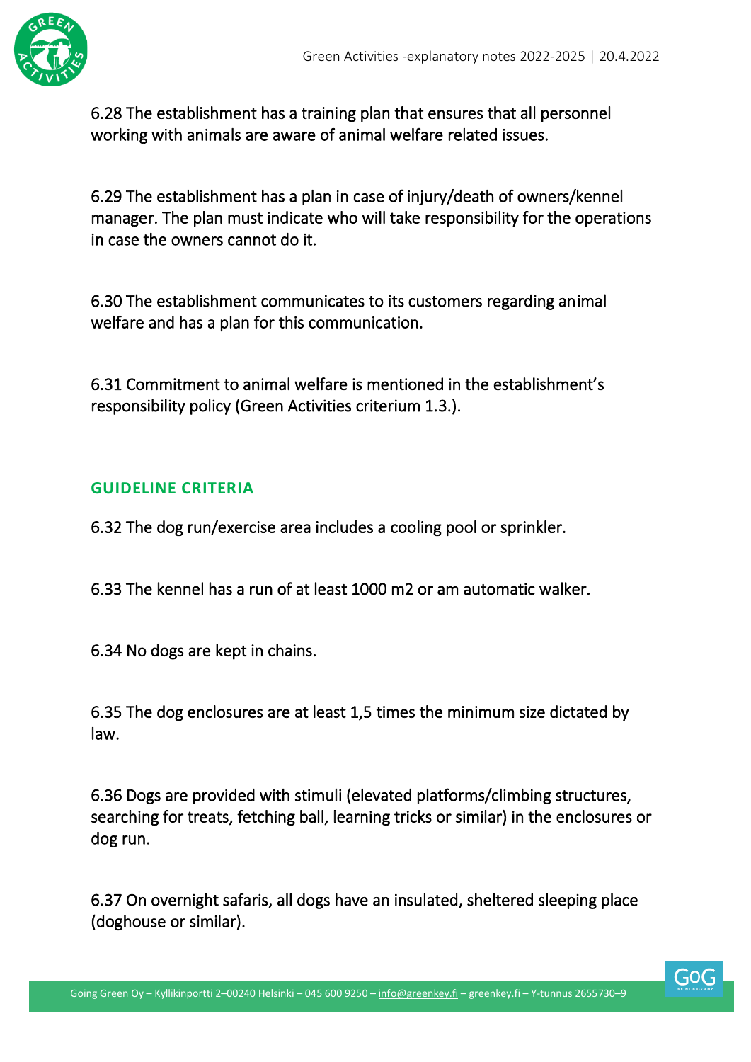6.28 The establishment has a training plan that ensures that all personnel working with animals are aware of animal welfare related issues.

6.29 The establishment has a plan in case of injury/death of owners/kennel manager. The plan must indicate who will take responsibility for the operations in case the owners cannot do it.

6.30 The establishment communicates to its customers regarding animal welfare and has a plan for this communication.

6.31 Commitment to animal welfare is mentioned in the establishment's responsibility policy (Green Activities criterium 1.3.).

## GUIDELINE CRITERIA

6.32 The dog run/exercise area includes a cooling pool or sprinkler.

6.33 The kennel has a run of at least 1000 m2 or am automatic walker.

6.34 No dogs are kept in chains.

6.35 The dog enclosures are at least 1,5 times the minimum size dictated by law.

6.36 Dogs are provided with stimuli (elevated platforms/climbing structures, searching for treats, fetching ball, learning tricks or similar) in the enclosures or dog run.

6.37 On overnight safaris, all dogs have an insulated, sheltered sleeping place (doghouse or similar).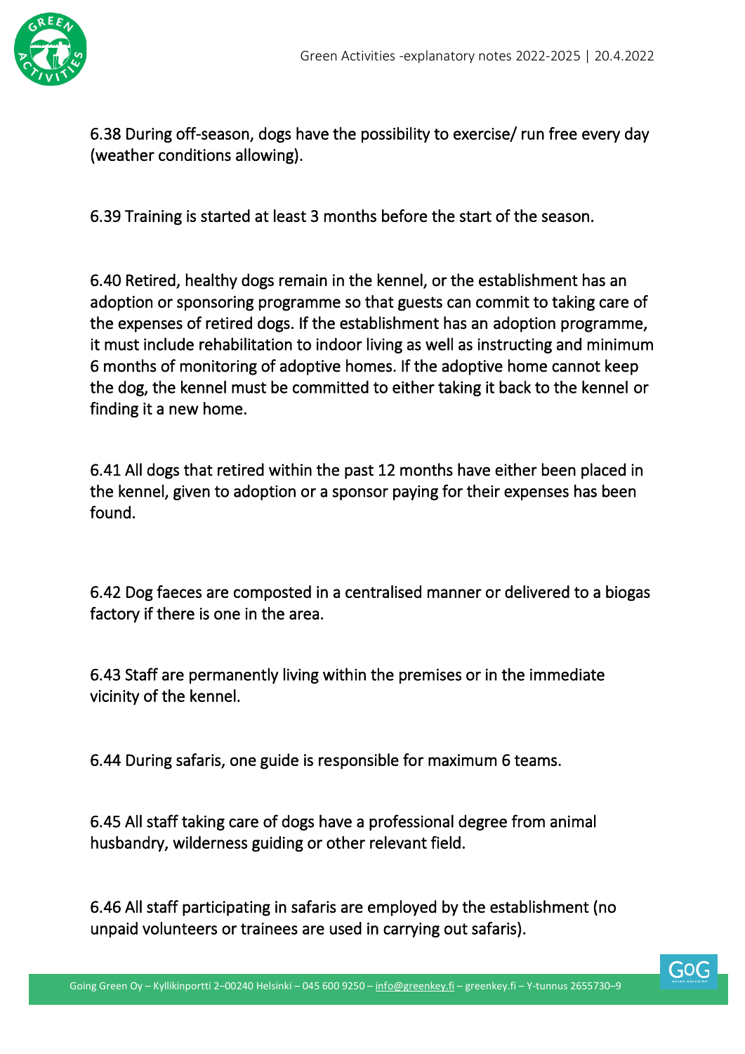6.38 During off-season, dogs have the possibility to exercise/ run free every day (weather conditions allowing).

6.39 Training is started at least 3 months before the start of the season.

6.40 Retired, healthy dogs remain in the kennel, or the establishment has an adoption or sponsoring programme so that guests can commit to taking care of the expenses of retired dogs. If the establishment has an adoption programme, it must include rehabilitation to indoor living as well as instructing and minimum 6 months of monitoring of adoptive homes. If the adoptive home cannot keep the dog, the kennel must be committed to either taking it back to the kennel or finding it a new home.

6.41 All dogs that retired within the past 12 months have either been placed in the kennel, given to adoption or a sponsor paying for their expenses has been found.

6.42 Dog faeces are composted in a centralised manner or delivered to a biogas factory if there is one in the area.

6.43 Staff are permanently living within the premises or in the immediate vicinity of the kennel.

6.44 During safaris, one guide is responsible for maximum 6 teams.

6.45 All staff taking care of dogs have a professional degree from animal husbandry, wilderness guiding or other relevant field.

6.46 All staff participating in safaris are employed by the establishment (no unpaid volunteers or trainees are used in carrying out safaris).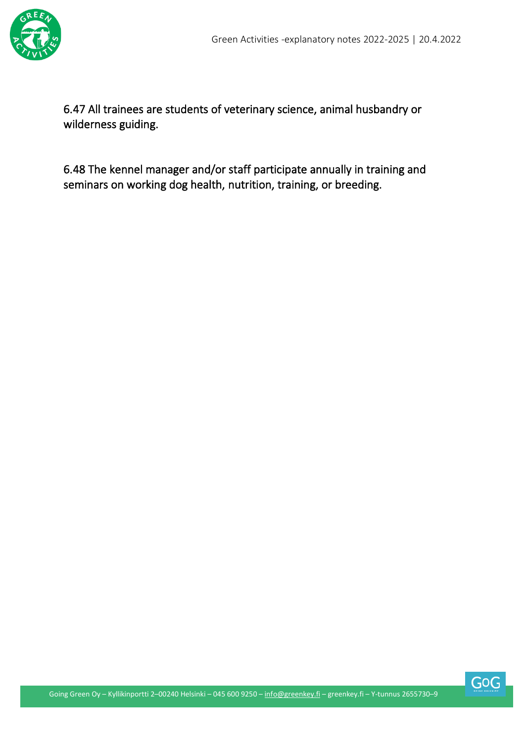6.47 All trainees are students of veterinary science, animal husbandry or wilderness guiding.

6.48 The kennel manager and/or staff participate annually in training and seminars on working dog health, nutrition, training, or breeding.